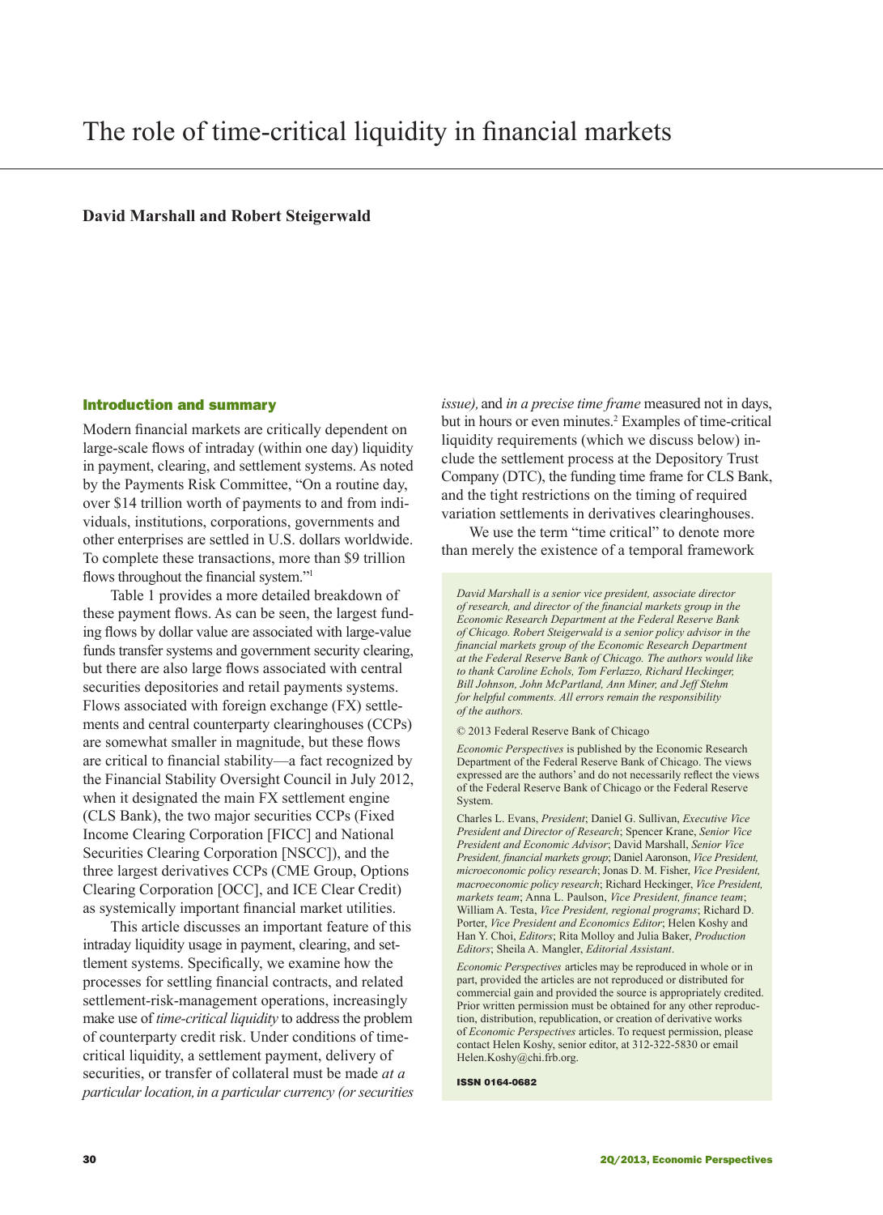# The role of time-critical liquidity in financial markets

**David Marshall and Robert Steigerwald**

## Introduction and summary

Modern financial markets are critically dependent on large-scale flows of intraday (within one day) liquidity in payment, clearing, and settlement systems. As noted by the Payments Risk Committee, "On a routine day, over $14 trillion worth of payments to and from individuals, institutions, corporations, governments and other enterprises are settled in U.S. dollars worldwide. To complete these transactions, more than $9 trillion flows throughout the financial system."[1]

Table 1 provides a more detailed breakdown of these payment flows. As can be seen, the largest funding flows by dollar value are associated with large-value funds transfer systems and government security clearing, but there are also large flows associated with central securities depositories and retail payments systems. Flows associated with foreign exchange (FX) settlements and central counterparty clearinghouses (CCPs) are somewhat smaller in magnitude, but these flows are critical to financial stability—a fact recognized by the Financial Stability Oversight Council in July 2012, when it designated the main FX settlement engine (CLS Bank), the two major securities CCPs (Fixed Income Clearing Corporation [FICC] and National Securities Clearing Corporation [NSCC]), and the three largest derivatives CCPs (CME Group, Options Clearing Corporation [OCC], and ICE Clear Credit) as systemically important financial market utilities.

This article discusses an important feature of this intraday liquidity usage in payment, clearing, and settlement systems. Specifically, we examine how the processes for settling financial contracts, and related settlement-risk-management operations, increasingly make use of *time-critical liquidity* to address the problem of counterparty credit risk. Under conditions of time-critical liquidity, a settlement payment, delivery of securities, or transfer of collateral must be made *at a particular location, in a particular currency (or securities issue),* and *in a precise time frame* measured not in days, but in hours or even minutes.[2] Examples of time-critical liquidity requirements (which we discuss below) include the settlement process at the Depository Trust Company (DTC), the funding time frame for CLS Bank, and the tight restrictions on the timing of required variation settlements in derivatives clearinghouses.

We use the term "time critical" to denote more than merely the existence of a temporal framework

*David Marshall is a senior vice president, associate director of research, and director of the financial markets group in the Economic Research Department at the Federal Reserve Bank of Chicago. Robert Steigerwald is a senior policy advisor in the financial markets group of the Economic Research Department at the Federal Reserve Bank of Chicago. The authors would like to thank Caroline Echols, Tom Ferlazzo, Richard Heckinger, Bill Johnson, John McPartland, Ann Miner, and Jeff Stehm for helpful comments. All errors remain the responsibility of the authors.*

© 2013 Federal Reserve Bank of Chicago

*Economic Perspectives* is published by the Economic Research Department of the Federal Reserve Bank of Chicago. The views expressed are the authors' and do not necessarily reflect the views of the Federal Reserve Bank of Chicago or the Federal Reserve System.

Charles L. Evans, *President*; Daniel G. Sullivan, *Executive Vice President and Director of Research*; Spencer Krane, *Senior Vice President and Economic Advisor*; David Marshall, *Senior Vice President, financial markets group*; Daniel Aaronson, *Vice President, microeconomic policy research*; Jonas D. M. Fisher, *Vice President, macroeconomic policy research*; Richard Heckinger, *Vice President, markets team*; Anna L. Paulson, *Vice President, finance team*; William A. Testa, *Vice President, regional programs*; Richard D. Porter, *Vice President and Economics Editor*; Helen Koshy and Han Y. Choi, *Editors*; Rita Molloy and Julia Baker, *Production Editors*; Sheila A. Mangler, *Editorial Assistant*.

*Economic Perspectives* articles may be reproduced in whole or in part, provided the articles are not reproduced or distributed for commercial gain and provided the source is appropriately credited. Prior written permission must be obtained for any other reproduction, distribution, republication, or creation of derivative works of *Economic Perspectives* articles. To request permission, please contact Helen Koshy, senior editor, at 312-322-5830 or email Helen.Koshy@chi.frb.org.

**ISSN 0164-0682**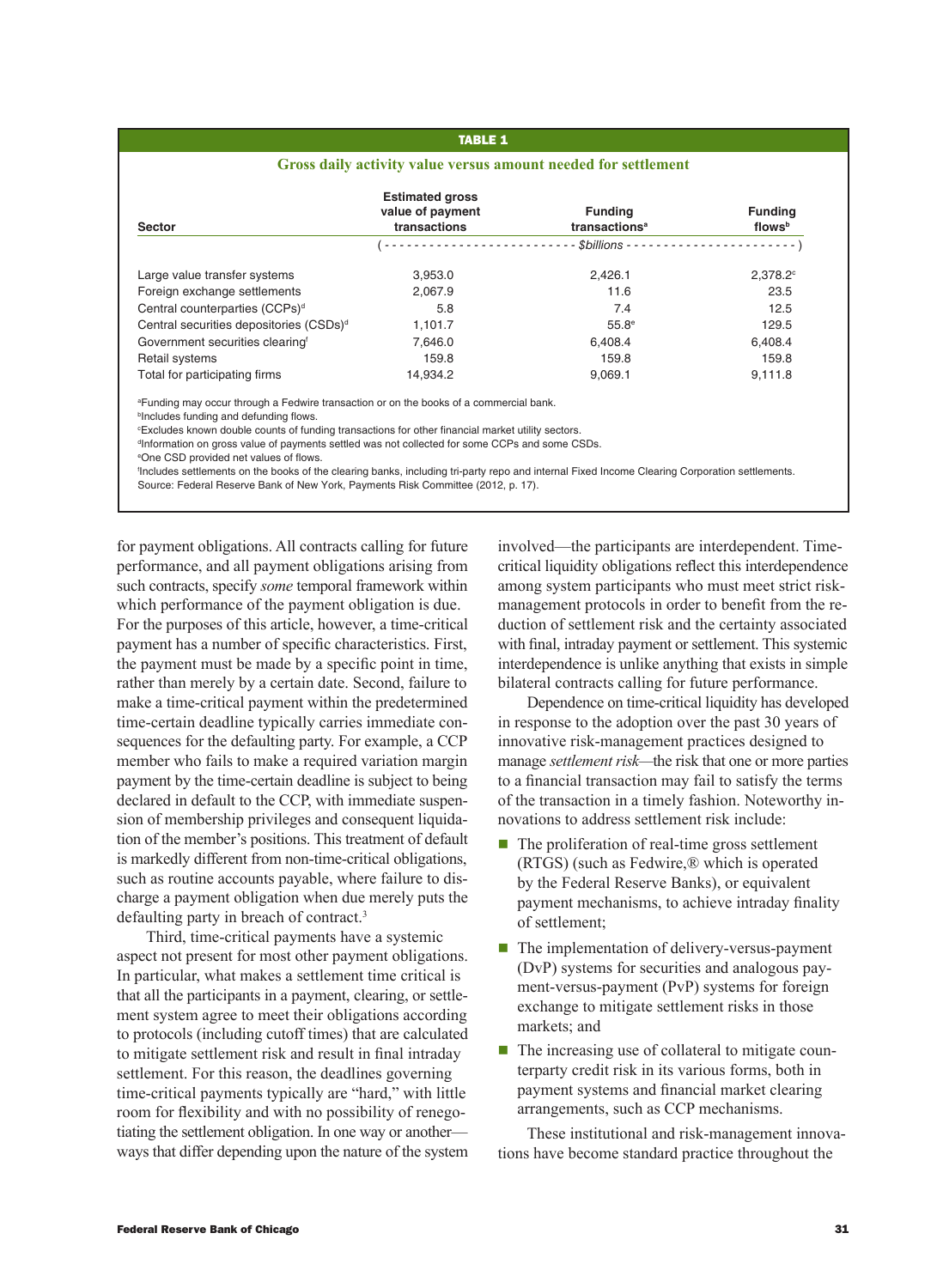**TABLE 1**

**Gross daily activity value versus amount needed for settlement**

| Sector | Estimated gross value of payment transactions | Funding transactions[a] | Funding flows[b] |
|---|---|---|---|
| | (- - - - - - - - - - - - | $billions | - - - - - - - - - - - -) |
| Large value transfer systems | 3,953.0 | 2,426.1 | 2,378.2[c] |
| Foreign exchange settlements | 2,067.9 | 11.6 | 23.5 |
| Central counterparties (CCPs)[d] | 5.8 | 7.4 | 12.5 |
| Central securities depositories (CSDs)[d] | 1,101.7 | 55.8[e] | 129.5 |
| Government securities clearing[f] | 7,646.0 | 6,408.4 | 6,408.4 |
| Retail systems | 159.8 | 159.8 | 159.8 |
| Total for participating firms | 14,934.2 | 9,069.1 | 9,111.8 |

[a]Funding may occur through a Fedwire transaction or on the books of a commercial bank.
[b]Includes funding and defunding flows.
[c]Excludes known double counts of funding transactions for other financial market utility sectors.
[d]Information on gross value of payments settled was not collected for some CCPs and some CSDs.
[e]One CSD provided net values of flows.
[f]Includes settlements on the books of the clearing banks, including tri-party repo and internal Fixed Income Clearing Corporation settlements.
Source: Federal Reserve Bank of New York, Payments Risk Committee (2012, p. 17).

for payment obligations. All contracts calling for future performance, and all payment obligations arising from such contracts, specify *some* temporal framework within which performance of the payment obligation is due. For the purposes of this article, however, a time-critical payment has a number of specific characteristics. First, the payment must be made by a specific point in time, rather than merely by a certain date. Second, failure to make a time-critical payment within the predetermined time-certain deadline typically carries immediate consequences for the defaulting party. For example, a CCP member who fails to make a required variation margin payment by the time-certain deadline is subject to being declared in default to the CCP, with immediate suspension of membership privileges and consequent liquidation of the member's positions. This treatment of default is markedly different from non-time-critical obligations, such as routine accounts payable, where failure to discharge a payment obligation when due merely puts the defaulting party in breach of contract.[3]

Third, time-critical payments have a systemic aspect not present for most other payment obligations. In particular, what makes a settlement time critical is that all the participants in a payment, clearing, or settlement system agree to meet their obligations according to protocols (including cutoff times) that are calculated to mitigate settlement risk and result in final intraday settlement. For this reason, the deadlines governing time-critical payments typically are "hard," with little room for flexibility and with no possibility of renegotiating the settlement obligation. In one way or another—ways that differ depending upon the nature of the system involved—the participants are interdependent. Time-critical liquidity obligations reflect this interdependence among system participants who must meet strict risk-management protocols in order to benefit from the reduction of settlement risk and the certainty associated with final, intraday payment or settlement. This systemic interdependence is unlike anything that exists in simple bilateral contracts calling for future performance.

Dependence on time-critical liquidity has developed in response to the adoption over the past 30 years of innovative risk-management practices designed to manage *settlement risk*—the risk that one or more parties to a financial transaction may fail to satisfy the terms of the transaction in a timely fashion. Noteworthy innovations to address settlement risk include:

- The proliferation of real-time gross settlement (RTGS) (such as Fedwire,® which is operated by the Federal Reserve Banks), or equivalent payment mechanisms, to achieve intraday finality of settlement;
- The implementation of delivery-versus-payment (DvP) systems for securities and analogous payment-versus-payment (PvP) systems for foreign exchange to mitigate settlement risks in those markets; and
- The increasing use of collateral to mitigate counterparty credit risk in its various forms, both in payment systems and financial market clearing arrangements, such as CCP mechanisms.

These institutional and risk-management innovations have become standard practice throughout the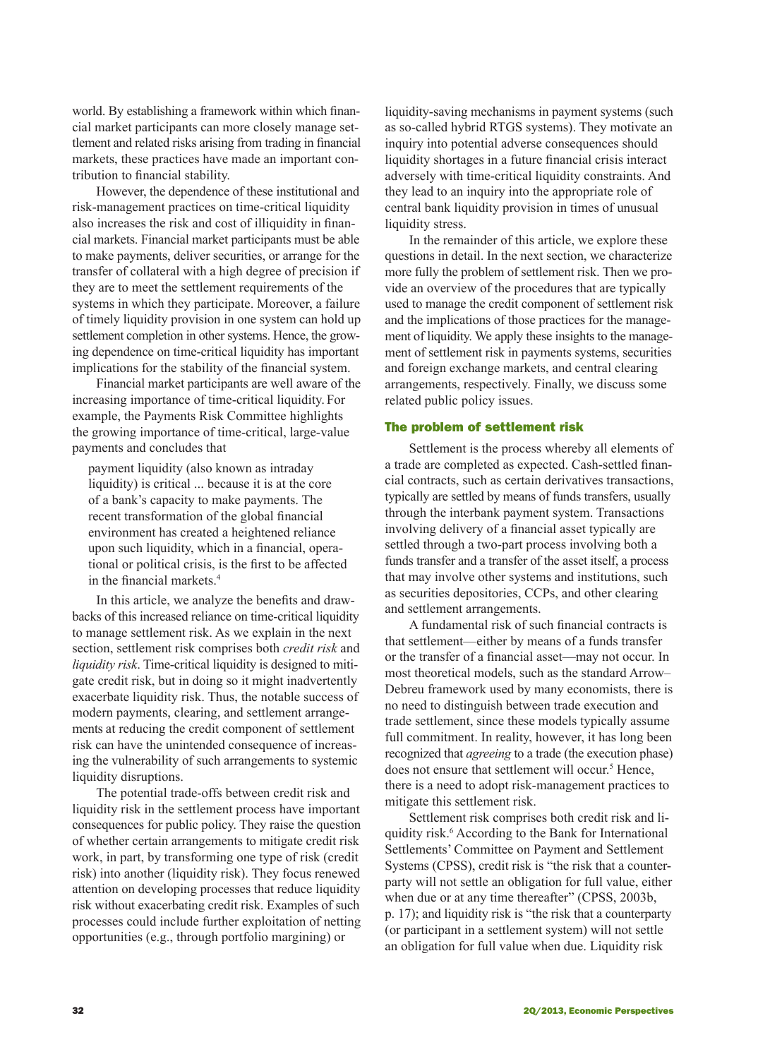world. By establishing a framework within which financial market participants can more closely manage settlement and related risks arising from trading in financial markets, these practices have made an important contribution to financial stability.

However, the dependence of these institutional and risk-management practices on time-critical liquidity also increases the risk and cost of illiquidity in financial markets. Financial market participants must be able to make payments, deliver securities, or arrange for the transfer of collateral with a high degree of precision if they are to meet the settlement requirements of the systems in which they participate. Moreover, a failure of timely liquidity provision in one system can hold up settlement completion in other systems. Hence, the growing dependence on time-critical liquidity has important implications for the stability of the financial system.

Financial market participants are well aware of the increasing importance of time-critical liquidity. For example, the Payments Risk Committee highlights the growing importance of time-critical, large-value payments and concludes that

> payment liquidity (also known as intraday liquidity) is critical ... because it is at the core of a bank's capacity to make payments. The recent transformation of the global financial environment has created a heightened reliance upon such liquidity, which in a financial, operational or political crisis, is the first to be affected in the financial markets.[4]

In this article, we analyze the benefits and drawbacks of this increased reliance on time-critical liquidity to manage settlement risk. As we explain in the next section, settlement risk comprises both *credit risk* and *liquidity risk*. Time-critical liquidity is designed to mitigate credit risk, but in doing so it might inadvertently exacerbate liquidity risk. Thus, the notable success of modern payments, clearing, and settlement arrangements at reducing the credit component of settlement risk can have the unintended consequence of increasing the vulnerability of such arrangements to systemic liquidity disruptions.

The potential trade-offs between credit risk and liquidity risk in the settlement process have important consequences for public policy. They raise the question of whether certain arrangements to mitigate credit risk work, in part, by transforming one type of risk (credit risk) into another (liquidity risk). They focus renewed attention on developing processes that reduce liquidity risk without exacerbating credit risk. Examples of such processes could include further exploitation of netting opportunities (e.g., through portfolio margining) or liquidity-saving mechanisms in payment systems (such as so-called hybrid RTGS systems). They motivate an inquiry into potential adverse consequences should liquidity shortages in a future financial crisis interact adversely with time-critical liquidity constraints. And they lead to an inquiry into the appropriate role of central bank liquidity provision in times of unusual liquidity stress.

In the remainder of this article, we explore these questions in detail. In the next section, we characterize more fully the problem of settlement risk. Then we provide an overview of the procedures that are typically used to manage the credit component of settlement risk and the implications of those practices for the management of liquidity. We apply these insights to the management of settlement risk in payments systems, securities and foreign exchange markets, and central clearing arrangements, respectively. Finally, we discuss some related public policy issues.

## The problem of settlement risk

Settlement is the process whereby all elements of a trade are completed as expected. Cash-settled financial contracts, such as certain derivatives transactions, typically are settled by means of funds transfers, usually through the interbank payment system. Transactions involving delivery of a financial asset typically are settled through a two-part process involving both a funds transfer and a transfer of the asset itself, a process that may involve other systems and institutions, such as securities depositories, CCPs, and other clearing and settlement arrangements.

A fundamental risk of such financial contracts is that settlement—either by means of a funds transfer or the transfer of a financial asset—may not occur. In most theoretical models, such as the standard Arrow–Debreu framework used by many economists, there is no need to distinguish between trade execution and trade settlement, since these models typically assume full commitment. In reality, however, it has long been recognized that *agreeing* to a trade (the execution phase) does not ensure that settlement will occur.[5] Hence, there is a need to adopt risk-management practices to mitigate this settlement risk.

Settlement risk comprises both credit risk and liquidity risk.[6] According to the Bank for International Settlements' Committee on Payment and Settlement Systems (CPSS), credit risk is "the risk that a counterparty will not settle an obligation for full value, either when due or at any time thereafter" (CPSS, 2003b, p. 17); and liquidity risk is "the risk that a counterparty (or participant in a settlement system) will not settle an obligation for full value when due. Liquidity risk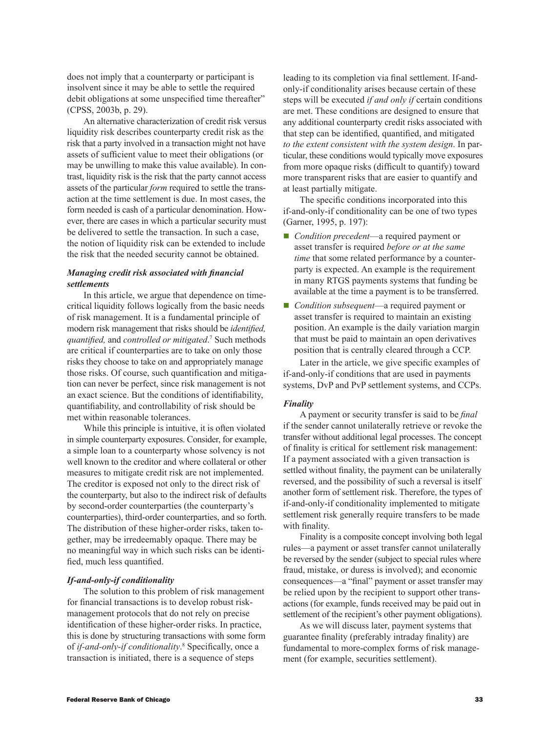does not imply that a counterparty or participant is insolvent since it may be able to settle the required debit obligations at some unspecified time thereafter" (CPSS, 2003b, p. 29).

An alternative characterization of credit risk versus liquidity risk describes counterparty credit risk as the risk that a party involved in a transaction might not have assets of sufficient value to meet their obligations (or may be unwilling to make this value available). In contrast, liquidity risk is the risk that the party cannot access assets of the particular *form* required to settle the transaction at the time settlement is due. In most cases, the form needed is cash of a particular denomination. However, there are cases in which a particular security must be delivered to settle the transaction. In such a case, the notion of liquidity risk can be extended to include the risk that the needed security cannot be obtained.

### *Managing credit risk associated with financial settlements*

In this article, we argue that dependence on time-critical liquidity follows logically from the basic needs of risk management. It is a fundamental principle of modern risk management that risks should be *identified, quantified,* and *controlled or mitigated*.[7] Such methods are critical if counterparties are to take on only those risks they choose to take on and appropriately manage those risks. Of course, such quantification and mitigation can never be perfect, since risk management is not an exact science. But the conditions of identifiability, quantifiability, and controllability of risk should be met within reasonable tolerances.

While this principle is intuitive, it is often violated in simple counterparty exposures. Consider, for example, a simple loan to a counterparty whose solvency is not well known to the creditor and where collateral or other measures to mitigate credit risk are not implemented. The creditor is exposed not only to the direct risk of the counterparty, but also to the indirect risk of defaults by second-order counterparties (the counterparty's counterparties), third-order counterparties, and so forth. The distribution of these higher-order risks, taken together, may be irredeemably opaque. There may be no meaningful way in which such risks can be identified, much less quantified.

### *If-and-only-if conditionality*

The solution to this problem of risk management for financial transactions is to develop robust risk-management protocols that do not rely on precise identification of these higher-order risks. In practice, this is done by structuring transactions with some form of *if-and-only-if conditionality*.[8] Specifically, once a transaction is initiated, there is a sequence of steps leading to its completion via final settlement. If-and-only-if conditionality arises because certain of these steps will be executed *if and only if* certain conditions are met. These conditions are designed to ensure that any additional counterparty credit risks associated with that step can be identified, quantified, and mitigated *to the extent consistent with the system design*. In particular, these conditions would typically move exposures from more opaque risks (difficult to quantify) toward more transparent risks that are easier to quantify and at least partially mitigate.

The specific conditions incorporated into this if-and-only-if conditionality can be one of two types (Garner, 1995, p. 197):

- *Condition precedent*—a required payment or asset transfer is required *before or at the same time* that some related performance by a counterparty is expected. An example is the requirement in many RTGS payments systems that funding be available at the time a payment is to be transferred.
- *Condition subsequent*—a required payment or asset transfer is required to maintain an existing position. An example is the daily variation margin that must be paid to maintain an open derivatives position that is centrally cleared through a CCP.

Later in the article, we give specific examples of if-and-only-if conditions that are used in payments systems, DvP and PvP settlement systems, and CCPs.

### *Finality*

A payment or security transfer is said to be *final* if the sender cannot unilaterally retrieve or revoke the transfer without additional legal processes. The concept of finality is critical for settlement risk management: If a payment associated with a given transaction is settled without finality, the payment can be unilaterally reversed, and the possibility of such a reversal is itself another form of settlement risk. Therefore, the types of if-and-only-if conditionality implemented to mitigate settlement risk generally require transfers to be made with finality.

Finality is a composite concept involving both legal rules—a payment or asset transfer cannot unilaterally be reversed by the sender (subject to special rules where fraud, mistake, or duress is involved); and economic consequences—a "final" payment or asset transfer may be relied upon by the recipient to support other transactions (for example, funds received may be paid out in settlement of the recipient's other payment obligations).

As we will discuss later, payment systems that guarantee finality (preferably intraday finality) are fundamental to more-complex forms of risk management (for example, securities settlement).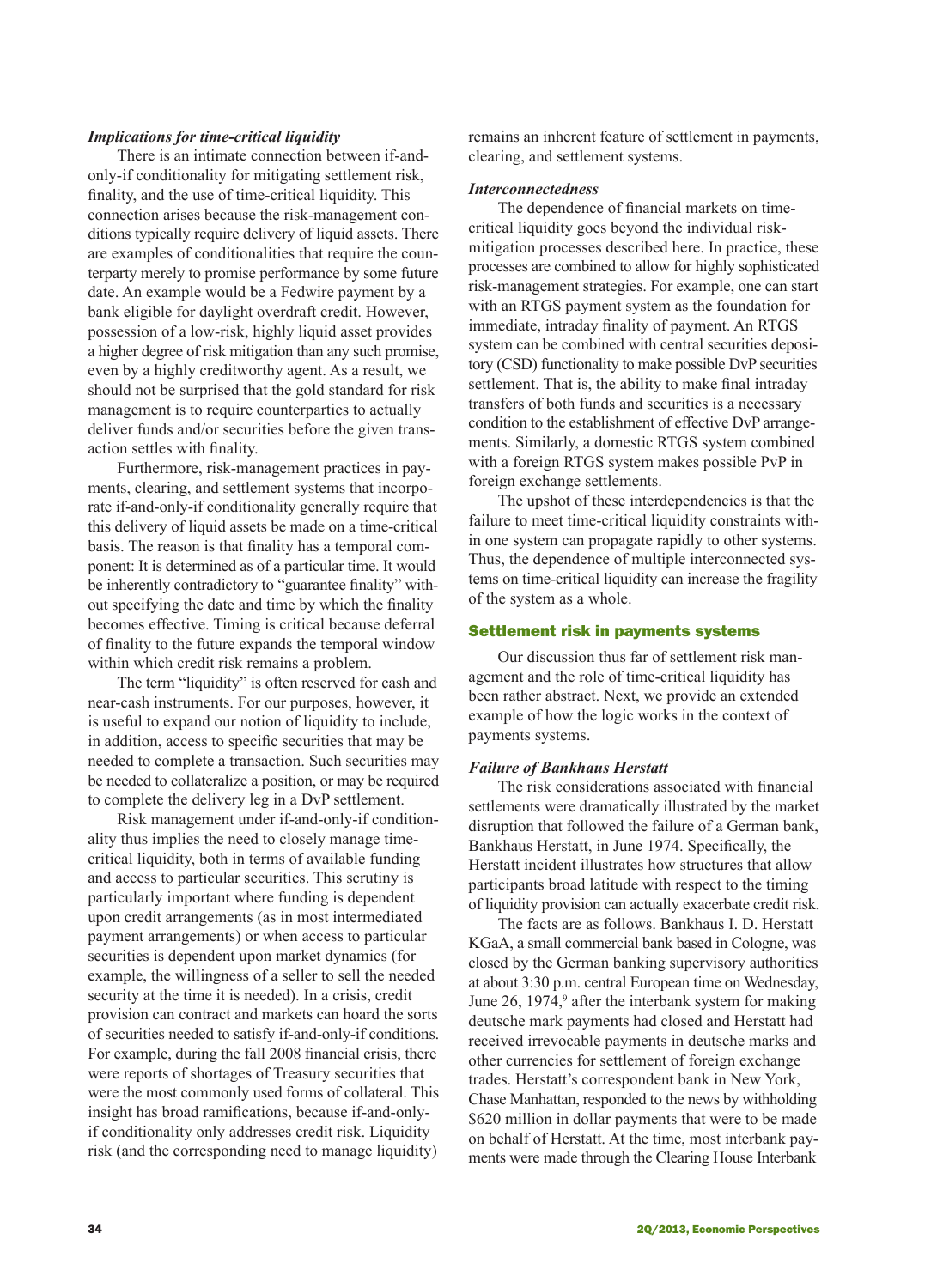### *Implications for time-critical liquidity*

There is an intimate connection between if-and-only-if conditionality for mitigating settlement risk, finality, and the use of time-critical liquidity. This connection arises because the risk-management conditions typically require delivery of liquid assets. There are examples of conditionalities that require the counterparty merely to promise performance by some future date. An example would be a Fedwire payment by a bank eligible for daylight overdraft credit. However, possession of a low-risk, highly liquid asset provides a higher degree of risk mitigation than any such promise, even by a highly creditworthy agent. As a result, we should not be surprised that the gold standard for risk management is to require counterparties to actually deliver funds and/or securities before the given transaction settles with finality.

Furthermore, risk-management practices in payments, clearing, and settlement systems that incorporate if-and-only-if conditionality generally require that this delivery of liquid assets be made on a time-critical basis. The reason is that finality has a temporal component: It is determined as of a particular time. It would be inherently contradictory to "guarantee finality" without specifying the date and time by which the finality becomes effective. Timing is critical because deferral of finality to the future expands the temporal window within which credit risk remains a problem.

The term "liquidity" is often reserved for cash and near-cash instruments. For our purposes, however, it is useful to expand our notion of liquidity to include, in addition, access to specific securities that may be needed to complete a transaction. Such securities may be needed to collateralize a position, or may be required to complete the delivery leg in a DvP settlement.

Risk management under if-and-only-if conditionality thus implies the need to closely manage time-critical liquidity, both in terms of available funding and access to particular securities. This scrutiny is particularly important where funding is dependent upon credit arrangements (as in most intermediated payment arrangements) or when access to particular securities is dependent upon market dynamics (for example, the willingness of a seller to sell the needed security at the time it is needed). In a crisis, credit provision can contract and markets can hoard the sorts of securities needed to satisfy if-and-only-if conditions. For example, during the fall 2008 financial crisis, there were reports of shortages of Treasury securities that were the most commonly used forms of collateral. This insight has broad ramifications, because if-and-only-if conditionality only addresses credit risk. Liquidity risk (and the corresponding need to manage liquidity) remains an inherent feature of settlement in payments, clearing, and settlement systems.

### *Interconnectedness*

The dependence of financial markets on time-critical liquidity goes beyond the individual risk-mitigation processes described here. In practice, these processes are combined to allow for highly sophisticated risk-management strategies. For example, one can start with an RTGS payment system as the foundation for immediate, intraday finality of payment. An RTGS system can be combined with central securities depository (CSD) functionality to make possible DvP securities settlement. That is, the ability to make final intraday transfers of both funds and securities is a necessary condition to the establishment of effective DvP arrangements. Similarly, a domestic RTGS system combined with a foreign RTGS system makes possible PvP in foreign exchange settlements.

The upshot of these interdependencies is that the failure to meet time-critical liquidity constraints within one system can propagate rapidly to other systems. Thus, the dependence of multiple interconnected systems on time-critical liquidity can increase the fragility of the system as a whole.

## Settlement risk in payments systems

Our discussion thus far of settlement risk management and the role of time-critical liquidity has been rather abstract. Next, we provide an extended example of how the logic works in the context of payments systems.

### *Failure of Bankhaus Herstatt*

The risk considerations associated with financial settlements were dramatically illustrated by the market disruption that followed the failure of a German bank, Bankhaus Herstatt, in June 1974. Specifically, the Herstatt incident illustrates how structures that allow participants broad latitude with respect to the timing of liquidity provision can actually exacerbate credit risk.

The facts are as follows. Bankhaus I. D. Herstatt KGaA, a small commercial bank based in Cologne, was closed by the German banking supervisory authorities at about 3:30 p.m. central European time on Wednesday, June 26, 1974,[9] after the interbank system for making deutsche mark payments had closed and Herstatt had received irrevocable payments in deutsche marks and other currencies for settlement of foreign exchange trades. Herstatt's correspondent bank in New York, Chase Manhattan, responded to the news by withholding $620 million in dollar payments that were to be made on behalf of Herstatt. At the time, most interbank payments were made through the Clearing House Interbank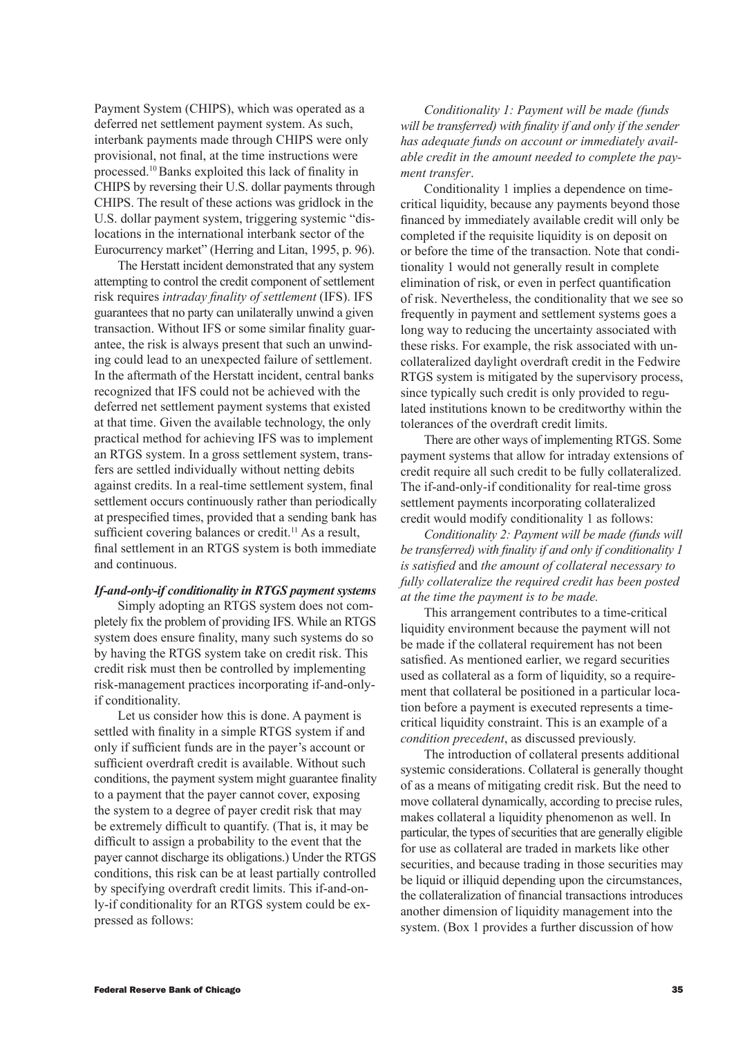Payment System (CHIPS), which was operated as a deferred net settlement payment system. As such, interbank payments made through CHIPS were only provisional, not final, at the time instructions were processed.[10] Banks exploited this lack of finality in CHIPS by reversing their U.S. dollar payments through CHIPS. The result of these actions was gridlock in the U.S. dollar payment system, triggering systemic "dislocations in the international interbank sector of the Eurocurrency market" (Herring and Litan, 1995, p. 96).

The Herstatt incident demonstrated that any system attempting to control the credit component of settlement risk requires *intraday finality of settlement* (IFS). IFS guarantees that no party can unilaterally unwind a given transaction. Without IFS or some similar finality guarantee, the risk is always present that such an unwinding could lead to an unexpected failure of settlement. In the aftermath of the Herstatt incident, central banks recognized that IFS could not be achieved with the deferred net settlement payment systems that existed at that time. Given the available technology, the only practical method for achieving IFS was to implement an RTGS system. In a gross settlement system, transfers are settled individually without netting debits against credits. In a real-time settlement system, final settlement occurs continuously rather than periodically at prespecified times, provided that a sending bank has sufficient covering balances or credit.[11] As a result, final settlement in an RTGS system is both immediate and continuous.

### *If-and-only-if conditionality in RTGS payment systems*

Simply adopting an RTGS system does not completely fix the problem of providing IFS. While an RTGS system does ensure finality, many such systems do so by having the RTGS system take on credit risk. This credit risk must then be controlled by implementing risk-management practices incorporating if-and-only-if conditionality.

Let us consider how this is done. A payment is settled with finality in a simple RTGS system if and only if sufficient funds are in the payer's account or sufficient overdraft credit is available. Without such conditions, the payment system might guarantee finality to a payment that the payer cannot cover, exposing the system to a degree of payer credit risk that may be extremely difficult to quantify. (That is, it may be difficult to assign a probability to the event that the payer cannot discharge its obligations.) Under the RTGS conditions, this risk can be at least partially controlled by specifying overdraft credit limits. This if-and-only-if conditionality for an RTGS system could be expressed as follows:

*Conditionality 1: Payment will be made (funds will be transferred) with finality if and only if the sender has adequate funds on account or immediately available credit in the amount needed to complete the payment transfer*.

Conditionality 1 implies a dependence on time-critical liquidity, because any payments beyond those financed by immediately available credit will only be completed if the requisite liquidity is on deposit on or before the time of the transaction. Note that conditionality 1 would not generally result in complete elimination of risk, or even in perfect quantification of risk. Nevertheless, the conditionality that we see so frequently in payment and settlement systems goes a long way to reducing the uncertainty associated with these risks. For example, the risk associated with uncollateralized daylight overdraft credit in the Fedwire RTGS system is mitigated by the supervisory process, since typically such credit is only provided to regulated institutions known to be creditworthy within the tolerances of the overdraft credit limits.

There are other ways of implementing RTGS. Some payment systems that allow for intraday extensions of credit require all such credit to be fully collateralized. The if-and-only-if conditionality for real-time gross settlement payments incorporating collateralized credit would modify conditionality 1 as follows:

*Conditionality 2: Payment will be made (funds will be transferred) with finality if and only if conditionality 1 is satisfied* and *the amount of collateral necessary to fully collateralize the required credit has been posted at the time the payment is to be made.*

This arrangement contributes to a time-critical liquidity environment because the payment will not be made if the collateral requirement has not been satisfied. As mentioned earlier, we regard securities used as collateral as a form of liquidity, so a requirement that collateral be positioned in a particular location before a payment is executed represents a time-critical liquidity constraint. This is an example of a *condition precedent*, as discussed previously.

The introduction of collateral presents additional systemic considerations. Collateral is generally thought of as a means of mitigating credit risk. But the need to move collateral dynamically, according to precise rules, makes collateral a liquidity phenomenon as well. In particular, the types of securities that are generally eligible for use as collateral are traded in markets like other securities, and because trading in those securities may be liquid or illiquid depending upon the circumstances, the collateralization of financial transactions introduces another dimension of liquidity management into the system. (Box 1 provides a further discussion of how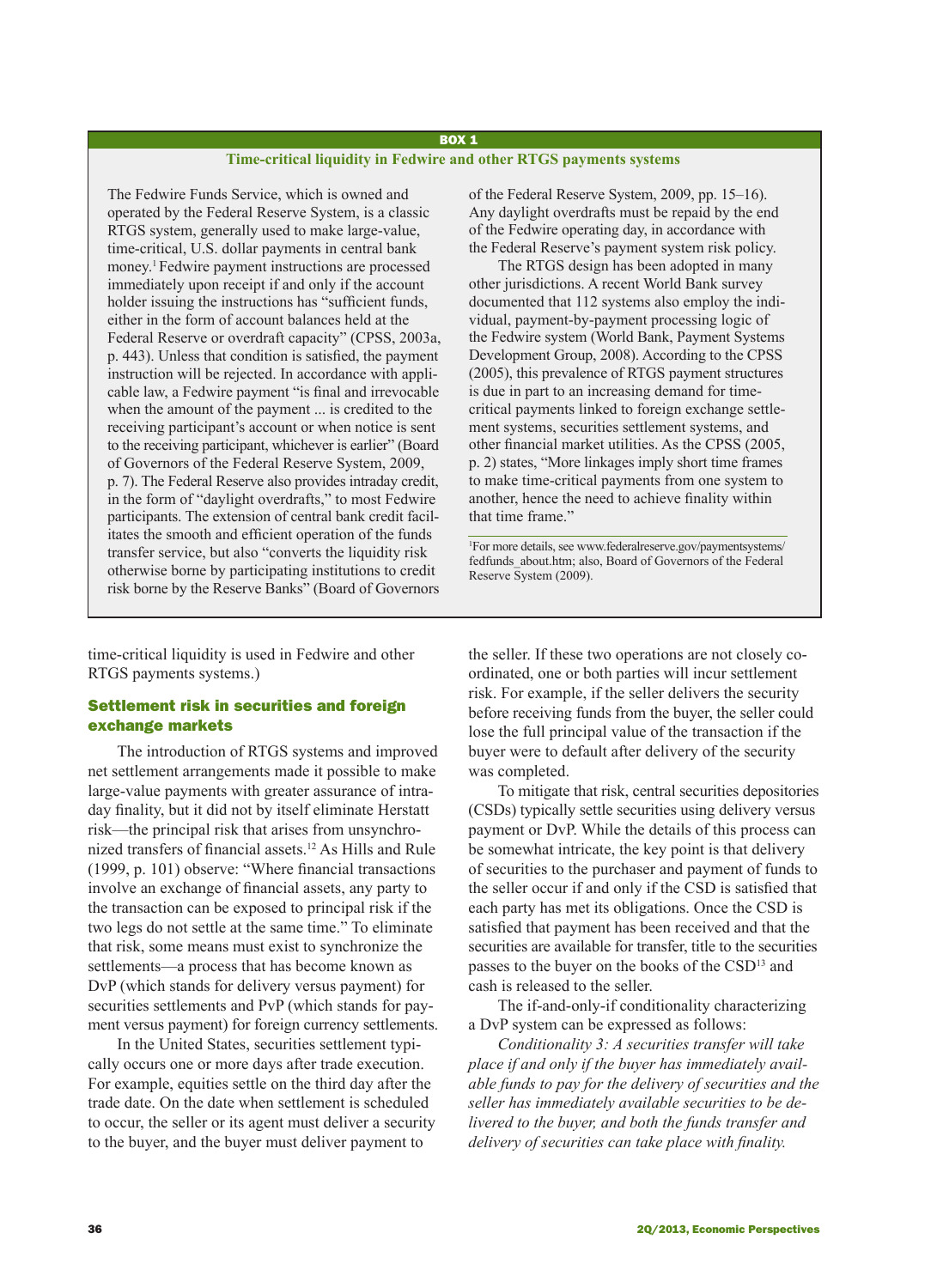**BOX 1**

**Time-critical liquidity in Fedwire and other RTGS payments systems**

The Fedwire Funds Service, which is owned and operated by the Federal Reserve System, is a classic RTGS system, generally used to make large-value, time-critical, U.S. dollar payments in central bank money.[1] Fedwire payment instructions are processed immediately upon receipt if and only if the account holder issuing the instructions has "sufficient funds, either in the form of account balances held at the Federal Reserve or overdraft capacity" (CPSS, 2003a, p. 443). Unless that condition is satisfied, the payment instruction will be rejected. In accordance with applicable law, a Fedwire payment "is final and irrevocable when the amount of the payment ... is credited to the receiving participant's account or when notice is sent to the receiving participant, whichever is earlier" (Board of Governors of the Federal Reserve System, 2009, p. 7). The Federal Reserve also provides intraday credit, in the form of "daylight overdrafts," to most Fedwire participants. The extension of central bank credit facilitates the smooth and efficient operation of the funds transfer service, but also "converts the liquidity risk otherwise borne by participating institutions to credit risk borne by the Reserve Banks" (Board of Governors of the Federal Reserve System, 2009, pp. 15–16). Any daylight overdrafts must be repaid by the end of the Fedwire operating day, in accordance with the Federal Reserve's payment system risk policy.

The RTGS design has been adopted in many other jurisdictions. A recent World Bank survey documented that 112 systems also employ the individual, payment-by-payment processing logic of the Fedwire system (World Bank, Payment Systems Development Group, 2008). According to the CPSS (2005), this prevalence of RTGS payment structures is due in part to an increasing demand for time-critical payments linked to foreign exchange settlement systems, securities settlement systems, and other financial market utilities. As the CPSS (2005, p. 2) states, "More linkages imply short time frames to make time-critical payments from one system to another, hence the need to achieve finality within that time frame."

[1]For more details, see www.federalreserve.gov/paymentsystems/fedfunds_about.htm; also, Board of Governors of the Federal Reserve System (2009).

---

time-critical liquidity is used in Fedwire and other RTGS payments systems.)

## Settlement risk in securities and foreign exchange markets

The introduction of RTGS systems and improved net settlement arrangements made it possible to make large-value payments with greater assurance of intraday finality, but it did not by itself eliminate Herstatt risk—the principal risk that arises from unsynchronized transfers of financial assets.[12] As Hills and Rule (1999, p. 101) observe: "Where financial transactions involve an exchange of financial assets, any party to the transaction can be exposed to principal risk if the two legs do not settle at the same time." To eliminate that risk, some means must exist to synchronize the settlements—a process that has become known as DvP (which stands for delivery versus payment) for securities settlements and PvP (which stands for payment versus payment) for foreign currency settlements.

In the United States, securities settlement typically occurs one or more days after trade execution. For example, equities settle on the third day after the trade date. On the date when settlement is scheduled to occur, the seller or its agent must deliver a security to the buyer, and the buyer must deliver payment to the seller. If these two operations are not closely coordinated, one or both parties will incur settlement risk. For example, if the seller delivers the security before receiving funds from the buyer, the seller could lose the full principal value of the transaction if the buyer were to default after delivery of the security was completed.

To mitigate that risk, central securities depositories (CSDs) typically settle securities using delivery versus payment or DvP. While the details of this process can be somewhat intricate, the key point is that delivery of securities to the purchaser and payment of funds to the seller occur if and only if the CSD is satisfied that each party has met its obligations. Once the CSD is satisfied that payment has been received and that the securities are available for transfer, title to the securities passes to the buyer on the books of the CSD[13] and cash is released to the seller.

The if-and-only-if conditionality characterizing a DvP system can be expressed as follows:

*Conditionality 3: A securities transfer will take place if and only if the buyer has immediately available funds to pay for the delivery of securities and the seller has immediately available securities to be delivered to the buyer, and both the funds transfer and delivery of securities can take place with finality.*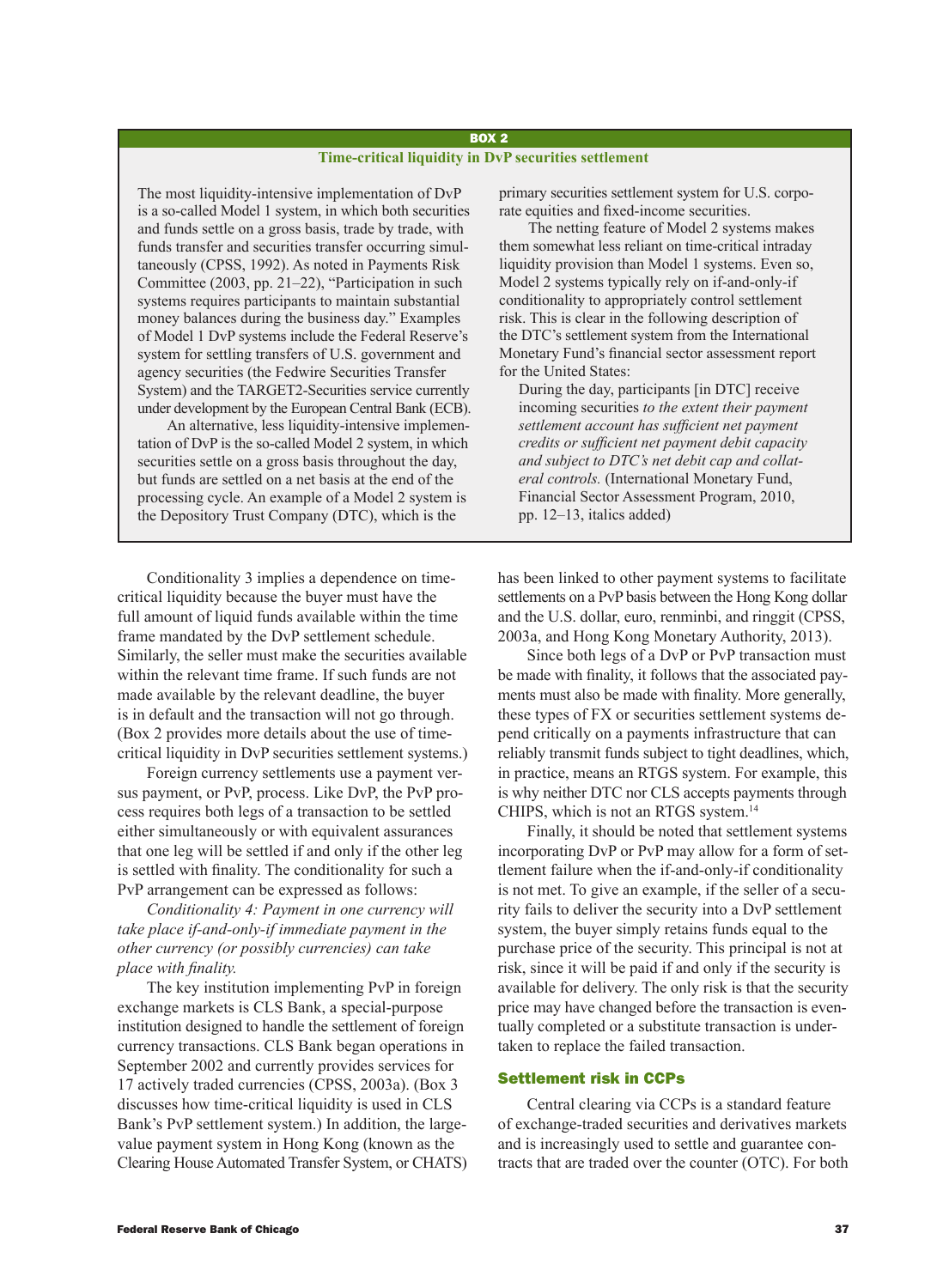**BOX 2**

**Time-critical liquidity in DvP securities settlement**

The most liquidity-intensive implementation of DvP is a so-called Model 1 system, in which both securities and funds settle on a gross basis, trade by trade, with funds transfer and securities transfer occurring simultaneously (CPSS, 1992). As noted in Payments Risk Committee (2003, pp. 21–22), "Participation in such systems requires participants to maintain substantial money balances during the business day." Examples of Model 1 DvP systems include the Federal Reserve's system for settling transfers of U.S. government and agency securities (the Fedwire Securities Transfer System) and the TARGET2-Securities service currently under development by the European Central Bank (ECB).

An alternative, less liquidity-intensive implementation of DvP is the so-called Model 2 system, in which securities settle on a gross basis throughout the day, but funds are settled on a net basis at the end of the processing cycle. An example of a Model 2 system is the Depository Trust Company (DTC), which is the primary securities settlement system for U.S. corporate equities and fixed-income securities.

The netting feature of Model 2 systems makes them somewhat less reliant on time-critical intraday liquidity provision than Model 1 systems. Even so, Model 2 systems typically rely on if-and-only-if conditionality to appropriately control settlement risk. This is clear in the following description of the DTC's settlement system from the International Monetary Fund's financial sector assessment report for the United States:

> During the day, participants [in DTC] receive incoming securities *to the extent their payment settlement account has sufficient net payment credits or sufficient net payment debit capacity and subject to DTC's net debit cap and collateral controls.* (International Monetary Fund, Financial Sector Assessment Program, 2010, pp. 12–13, italics added)

Conditionality 3 implies a dependence on time-critical liquidity because the buyer must have the full amount of liquid funds available within the time frame mandated by the DvP settlement schedule. Similarly, the seller must make the securities available within the relevant time frame. If such funds are not made available by the relevant deadline, the buyer is in default and the transaction will not go through. (Box 2 provides more details about the use of time-critical liquidity in DvP securities settlement systems.)

Foreign currency settlements use a payment versus payment, or PvP, process. Like DvP, the PvP process requires both legs of a transaction to be settled either simultaneously or with equivalent assurances that one leg will be settled if and only if the other leg is settled with finality. The conditionality for such a PvP arrangement can be expressed as follows:

*Conditionality 4: Payment in one currency will take place if-and-only-if immediate payment in the other currency (or possibly currencies) can take place with finality.*

The key institution implementing PvP in foreign exchange markets is CLS Bank, a special-purpose institution designed to handle the settlement of foreign currency transactions. CLS Bank began operations in September 2002 and currently provides services for 17 actively traded currencies (CPSS, 2003a). (Box 3 discusses how time-critical liquidity is used in CLS Bank's PvP settlement system.) In addition, the large-value payment system in Hong Kong (known as the Clearing House Automated Transfer System, or CHATS) has been linked to other payment systems to facilitate settlements on a PvP basis between the Hong Kong dollar and the U.S. dollar, euro, renminbi, and ringgit (CPSS, 2003a, and Hong Kong Monetary Authority, 2013).

Since both legs of a DvP or PvP transaction must be made with finality, it follows that the associated payments must also be made with finality. More generally, these types of FX or securities settlement systems depend critically on a payments infrastructure that can reliably transmit funds subject to tight deadlines, which, in practice, means an RTGS system. For example, this is why neither DTC nor CLS accepts payments through CHIPS, which is not an RTGS system.[14]

Finally, it should be noted that settlement systems incorporating DvP or PvP may allow for a form of settlement failure when the if-and-only-if conditionality is not met. To give an example, if the seller of a security fails to deliver the security into a DvP settlement system, the buyer simply retains funds equal to the purchase price of the security. This principal is not at risk, since it will be paid if and only if the security is available for delivery. The only risk is that the security price may have changed before the transaction is eventually completed or a substitute transaction is undertaken to replace the failed transaction.

## Settlement risk in CCPs

Central clearing via CCPs is a standard feature of exchange-traded securities and derivatives markets and is increasingly used to settle and guarantee contracts that are traded over the counter (OTC). For both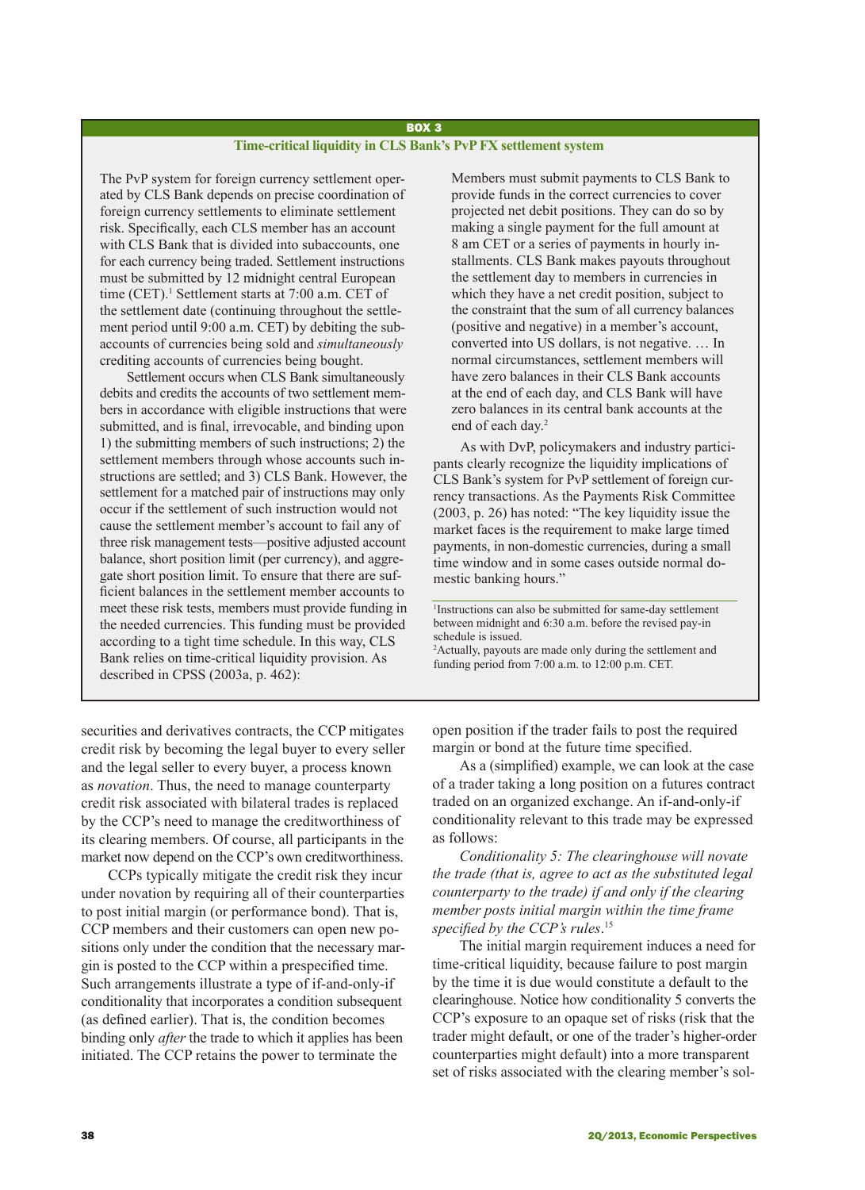**BOX 3**

**Time-critical liquidity in CLS Bank's PvP FX settlement system**

The PvP system for foreign currency settlement operated by CLS Bank depends on precise coordination of foreign currency settlements to eliminate settlement risk. Specifically, each CLS member has an account with CLS Bank that is divided into subaccounts, one for each currency being traded. Settlement instructions must be submitted by 12 midnight central European time (CET).[1] Settlement starts at 7:00 a.m. CET of the settlement date (continuing throughout the settlement period until 9:00 a.m. CET) by debiting the subaccounts of currencies being sold and *simultaneously* crediting accounts of currencies being bought.

Settlement occurs when CLS Bank simultaneously debits and credits the accounts of two settlement members in accordance with eligible instructions that were submitted, and is final, irrevocable, and binding upon 1) the submitting members of such instructions; 2) the settlement members through whose accounts such instructions are settled; and 3) CLS Bank. However, the settlement for a matched pair of instructions may only occur if the settlement of such instruction would not cause the settlement member's account to fail any of three risk management tests—positive adjusted account balance, short position limit (per currency), and aggregate short position limit. To ensure that there are sufficient balances in the settlement member accounts to meet these risk tests, members must provide funding in the needed currencies. This funding must be provided according to a tight time schedule. In this way, CLS Bank relies on time-critical liquidity provision. As described in CPSS (2003a, p. 462):

> Members must submit payments to CLS Bank to provide funds in the correct currencies to cover projected net debit positions. They can do so by making a single payment for the full amount at 8 am CET or a series of payments in hourly installments. CLS Bank makes payouts throughout the settlement day to members in currencies in which they have a net credit position, subject to the constraint that the sum of all currency balances (positive and negative) in a member's account, converted into US dollars, is not negative. … In normal circumstances, settlement members will have zero balances in their CLS Bank accounts at the end of each day, and CLS Bank will have zero balances in its central bank accounts at the end of each day.[2]

As with DvP, policymakers and industry participants clearly recognize the liquidity implications of CLS Bank's system for PvP settlement of foreign currency transactions. As the Payments Risk Committee (2003, p. 26) has noted: "The key liquidity issue the market faces is the requirement to make large timed payments, in non-domestic currencies, during a small time window and in some cases outside normal domestic banking hours."

[1]Instructions can also be submitted for same-day settlement between midnight and 6:30 a.m. before the revised pay-in schedule is issued.

[2]Actually, payouts are made only during the settlement and funding period from 7:00 a.m. to 12:00 p.m. CET.

---

securities and derivatives contracts, the CCP mitigates credit risk by becoming the legal buyer to every seller and the legal seller to every buyer, a process known as *novation*. Thus, the need to manage counterparty credit risk associated with bilateral trades is replaced by the CCP's need to manage the creditworthiness of its clearing members. Of course, all participants in the market now depend on the CCP's own creditworthiness.

CCPs typically mitigate the credit risk they incur under novation by requiring all of their counterparties to post initial margin (or performance bond). That is, CCP members and their customers can open new positions only under the condition that the necessary margin is posted to the CCP within a prespecified time. Such arrangements illustrate a type of if-and-only-if conditionality that incorporates a condition subsequent (as defined earlier). That is, the condition becomes binding only *after* the trade to which it applies has been initiated. The CCP retains the power to terminate the open position if the trader fails to post the required margin or bond at the future time specified.

As a (simplified) example, we can look at the case of a trader taking a long position on a futures contract traded on an organized exchange. An if-and-only-if conditionality relevant to this trade may be expressed as follows:

*Conditionality 5: The clearinghouse will novate the trade (that is, agree to act as the substituted legal counterparty to the trade) if and only if the clearing member posts initial margin within the time frame specified by the CCP's rules.*[15]

The initial margin requirement induces a need for time-critical liquidity, because failure to post margin by the time it is due would constitute a default to the clearinghouse. Notice how conditionality 5 converts the CCP's exposure to an opaque set of risks (risk that the trader might default, or one of the trader's higher-order counterparties might default) into a more transparent set of risks associated with the clearing member's sol-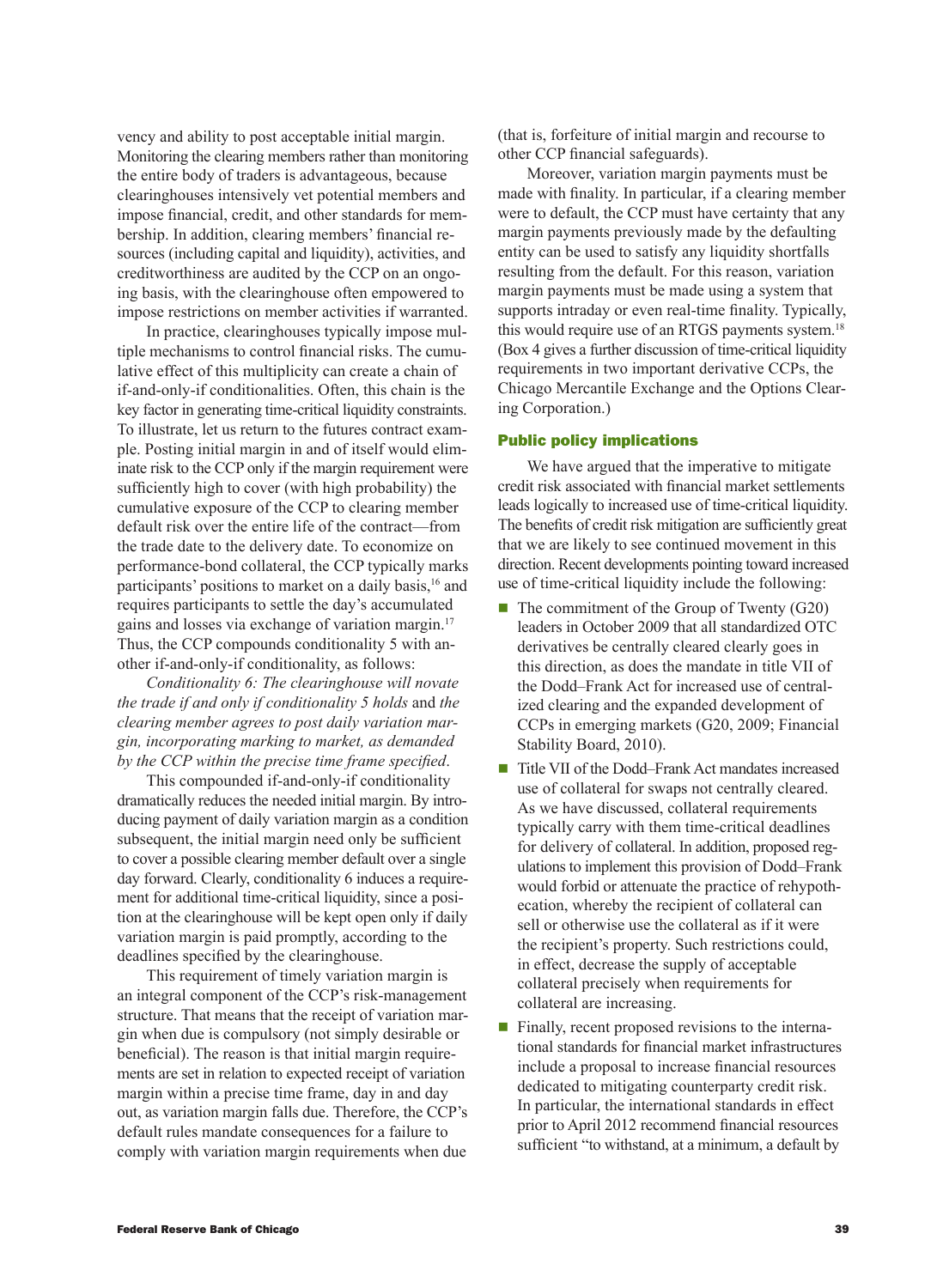vency and ability to post acceptable initial margin. Monitoring the clearing members rather than monitoring the entire body of traders is advantageous, because clearinghouses intensively vet potential members and impose financial, credit, and other standards for membership. In addition, clearing members' financial resources (including capital and liquidity), activities, and creditworthiness are audited by the CCP on an ongoing basis, with the clearinghouse often empowered to impose restrictions on member activities if warranted.

In practice, clearinghouses typically impose multiple mechanisms to control financial risks. The cumulative effect of this multiplicity can create a chain of if-and-only-if conditionalities. Often, this chain is the key factor in generating time-critical liquidity constraints. To illustrate, let us return to the futures contract example. Posting initial margin in and of itself would eliminate risk to the CCP only if the margin requirement were sufficiently high to cover (with high probability) the cumulative exposure of the CCP to clearing member default risk over the entire life of the contract—from the trade date to the delivery date. To economize on performance-bond collateral, the CCP typically marks participants' positions to market on a daily basis,[16] and requires participants to settle the day's accumulated gains and losses via exchange of variation margin.[17] Thus, the CCP compounds conditionality 5 with another if-and-only-if conditionality, as follows:

*Conditionality 6: The clearinghouse will novate the trade if and only if conditionality 5 holds* and *the clearing member agrees to post daily variation margin, incorporating marking to market, as demanded by the CCP within the precise time frame specified*.

This compounded if-and-only-if conditionality dramatically reduces the needed initial margin. By introducing payment of daily variation margin as a condition subsequent, the initial margin need only be sufficient to cover a possible clearing member default over a single day forward. Clearly, conditionality 6 induces a requirement for additional time-critical liquidity, since a position at the clearinghouse will be kept open only if daily variation margin is paid promptly, according to the deadlines specified by the clearinghouse.

This requirement of timely variation margin is an integral component of the CCP's risk-management structure. That means that the receipt of variation margin when due is compulsory (not simply desirable or beneficial). The reason is that initial margin requirements are set in relation to expected receipt of variation margin within a precise time frame, day in and day out, as variation margin falls due. Therefore, the CCP's default rules mandate consequences for a failure to comply with variation margin requirements when due (that is, forfeiture of initial margin and recourse to other CCP financial safeguards).

Moreover, variation margin payments must be made with finality. In particular, if a clearing member were to default, the CCP must have certainty that any margin payments previously made by the defaulting entity can be used to satisfy any liquidity shortfalls resulting from the default. For this reason, variation margin payments must be made using a system that supports intraday or even real-time finality. Typically, this would require use of an RTGS payments system.[18] (Box 4 gives a further discussion of time-critical liquidity requirements in two important derivative CCPs, the Chicago Mercantile Exchange and the Options Clearing Corporation.)

## Public policy implications

We have argued that the imperative to mitigate credit risk associated with financial market settlements leads logically to increased use of time-critical liquidity. The benefits of credit risk mitigation are sufficiently great that we are likely to see continued movement in this direction. Recent developments pointing toward increased use of time-critical liquidity include the following:

- The commitment of the Group of Twenty (G20) leaders in October 2009 that all standardized OTC derivatives be centrally cleared clearly goes in this direction, as does the mandate in title VII of the Dodd–Frank Act for increased use of centralized clearing and the expanded development of CCPs in emerging markets (G20, 2009; Financial Stability Board, 2010).
- Title VII of the Dodd–Frank Act mandates increased use of collateral for swaps not centrally cleared. As we have discussed, collateral requirements typically carry with them time-critical deadlines for delivery of collateral. In addition, proposed regulations to implement this provision of Dodd–Frank would forbid or attenuate the practice of rehypothecation, whereby the recipient of collateral can sell or otherwise use the collateral as if it were the recipient's property. Such restrictions could, in effect, decrease the supply of acceptable collateral precisely when requirements for collateral are increasing.
- Finally, recent proposed revisions to the international standards for financial market infrastructures include a proposal to increase financial resources dedicated to mitigating counterparty credit risk. In particular, the international standards in effect prior to April 2012 recommend financial resources sufficient "to withstand, at a minimum, a default by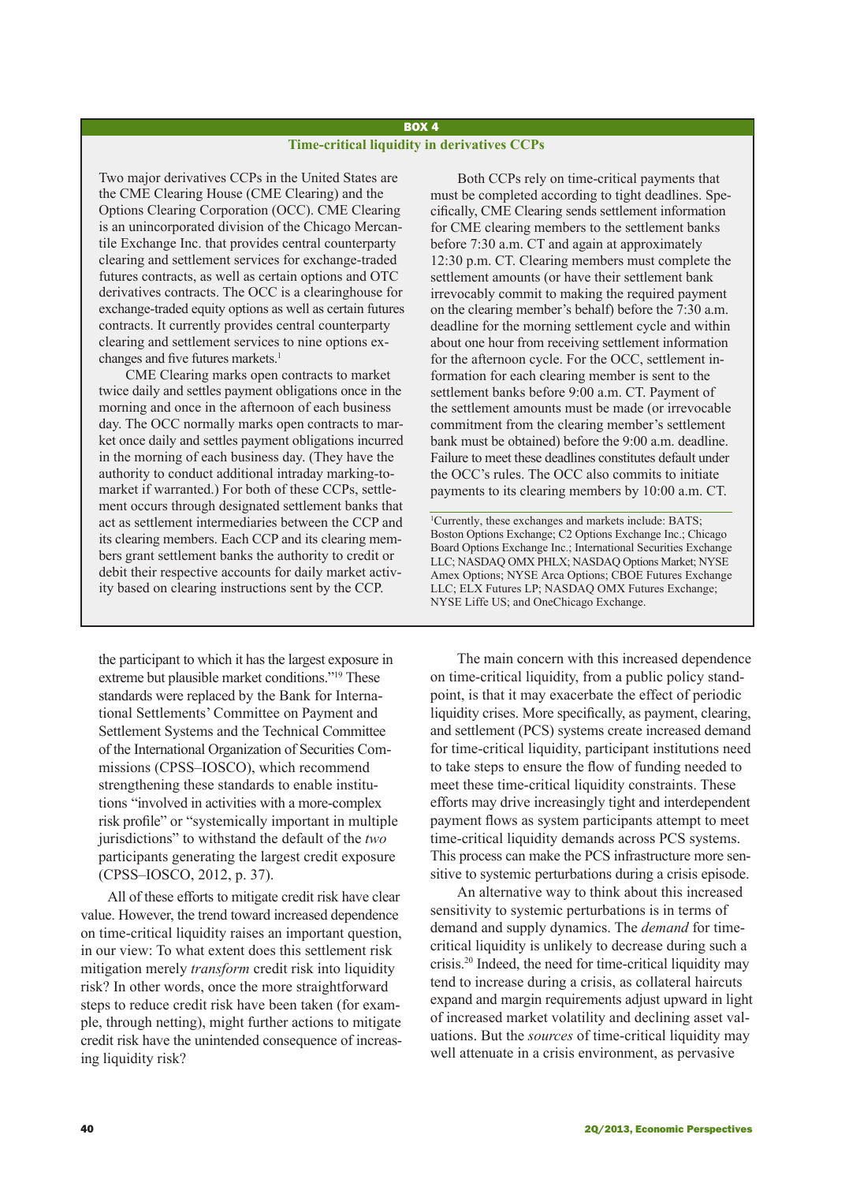**BOX 4**

### Time-critical liquidity in derivatives CCPs

Two major derivatives CCPs in the United States are the CME Clearing House (CME Clearing) and the Options Clearing Corporation (OCC). CME Clearing is an unincorporated division of the Chicago Mercantile Exchange Inc. that provides central counterparty clearing and settlement services for exchange-traded futures contracts, as well as certain options and OTC derivatives contracts. The OCC is a clearinghouse for exchange-traded equity options as well as certain futures contracts. It currently provides central counterparty clearing and settlement services to nine options exchanges and five futures markets.[1]

CME Clearing marks open contracts to market twice daily and settles payment obligations once in the morning and once in the afternoon of each business day. The OCC normally marks open contracts to market once daily and settles payment obligations incurred in the morning of each business day. (They have the authority to conduct additional intraday marking-to-market if warranted.) For both of these CCPs, settlement occurs through designated settlement banks that act as settlement intermediaries between the CCP and its clearing members. Each CCP and its clearing members grant settlement banks the authority to credit or debit their respective accounts for daily market activity based on clearing instructions sent by the CCP.

Both CCPs rely on time-critical payments that must be completed according to tight deadlines. Specifically, CME Clearing sends settlement information for CME clearing members to the settlement banks before 7:30 a.m. CT and again at approximately 12:30 p.m. CT. Clearing members must complete the settlement amounts (or have their settlement bank irrevocably commit to making the required payment on the clearing member's behalf) before the 7:30 a.m. deadline for the morning settlement cycle and within about one hour from receiving settlement information for the afternoon cycle. For the OCC, settlement information for each clearing member is sent to the settlement banks before 9:00 a.m. CT. Payment of the settlement amounts must be made (or irrevocable commitment from the clearing member's settlement bank must be obtained) before the 9:00 a.m. deadline. Failure to meet these deadlines constitutes default under the OCC's rules. The OCC also commits to initiate payments to its clearing members by 10:00 a.m. CT.

[1]Currently, these exchanges and markets include: BATS; Boston Options Exchange; C2 Options Exchange Inc.; Chicago Board Options Exchange Inc.; International Securities Exchange LLC; NASDAQ OMX PHLX; NASDAQ Options Market; NYSE Amex Options; NYSE Arca Options; CBOE Futures Exchange LLC; ELX Futures LP; NASDAQ OMX Futures Exchange; NYSE Liffe US; and OneChicago Exchange.

---

the participant to which it has the largest exposure in extreme but plausible market conditions."[19] These standards were replaced by the Bank for International Settlements' Committee on Payment and Settlement Systems and the Technical Committee of the International Organization of Securities Commissions (CPSS–IOSCO), which recommend strengthening these standards to enable institutions "involved in activities with a more-complex risk profile" or "systemically important in multiple jurisdictions" to withstand the default of the *two* participants generating the largest credit exposure (CPSS–IOSCO, 2012, p. 37).

All of these efforts to mitigate credit risk have clear value. However, the trend toward increased dependence on time-critical liquidity raises an important question, in our view: To what extent does this settlement risk mitigation merely *transform* credit risk into liquidity risk? In other words, once the more straightforward steps to reduce credit risk have been taken (for example, through netting), might further actions to mitigate credit risk have the unintended consequence of increasing liquidity risk?

The main concern with this increased dependence on time-critical liquidity, from a public policy standpoint, is that it may exacerbate the effect of periodic liquidity crises. More specifically, as payment, clearing, and settlement (PCS) systems create increased demand for time-critical liquidity, participant institutions need to take steps to ensure the flow of funding needed to meet these time-critical liquidity constraints. These efforts may drive increasingly tight and interdependent payment flows as system participants attempt to meet time-critical liquidity demands across PCS systems. This process can make the PCS infrastructure more sensitive to systemic perturbations during a crisis episode.

An alternative way to think about this increased sensitivity to systemic perturbations is in terms of demand and supply dynamics. The *demand* for time-critical liquidity is unlikely to decrease during such a crisis.[20] Indeed, the need for time-critical liquidity may tend to increase during a crisis, as collateral haircuts expand and margin requirements adjust upward in light of increased market volatility and declining asset valuations. But the *sources* of time-critical liquidity may well attenuate in a crisis environment, as pervasive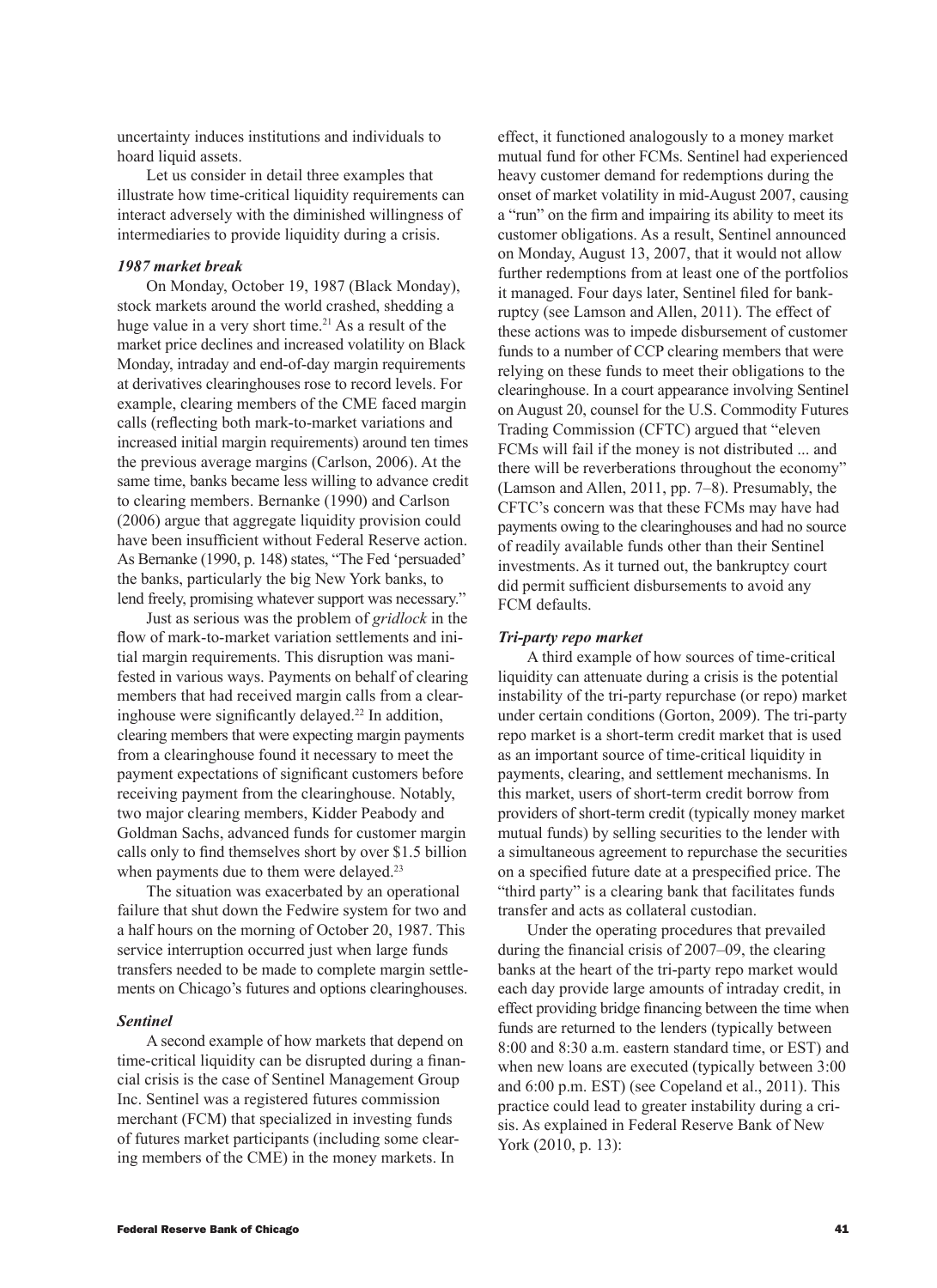uncertainty induces institutions and individuals to hoard liquid assets.

Let us consider in detail three examples that illustrate how time-critical liquidity requirements can interact adversely with the diminished willingness of intermediaries to provide liquidity during a crisis.

### *1987 market break*

On Monday, October 19, 1987 (Black Monday), stock markets around the world crashed, shedding a huge value in a very short time.[21] As a result of the market price declines and increased volatility on Black Monday, intraday and end-of-day margin requirements at derivatives clearinghouses rose to record levels. For example, clearing members of the CME faced margin calls (reflecting both mark-to-market variations and increased initial margin requirements) around ten times the previous average margins (Carlson, 2006). At the same time, banks became less willing to advance credit to clearing members. Bernanke (1990) and Carlson (2006) argue that aggregate liquidity provision could have been insufficient without Federal Reserve action. As Bernanke (1990, p. 148) states, "The Fed 'persuaded' the banks, particularly the big New York banks, to lend freely, promising whatever support was necessary."

Just as serious was the problem of *gridlock* in the flow of mark-to-market variation settlements and initial margin requirements. This disruption was manifested in various ways. Payments on behalf of clearing members that had received margin calls from a clearinghouse were significantly delayed.[22] In addition, clearing members that were expecting margin payments from a clearinghouse found it necessary to meet the payment expectations of significant customers before receiving payment from the clearinghouse. Notably, two major clearing members, Kidder Peabody and Goldman Sachs, advanced funds for customer margin calls only to find themselves short by over $1.5 billion when payments due to them were delayed.[23]

The situation was exacerbated by an operational failure that shut down the Fedwire system for two and a half hours on the morning of October 20, 1987. This service interruption occurred just when large funds transfers needed to be made to complete margin settlements on Chicago's futures and options clearinghouses.

### *Sentinel*

A second example of how markets that depend on time-critical liquidity can be disrupted during a financial crisis is the case of Sentinel Management Group Inc. Sentinel was a registered futures commission merchant (FCM) that specialized in investing funds of futures market participants (including some clearing members of the CME) in the money markets. In effect, it functioned analogously to a money market mutual fund for other FCMs. Sentinel had experienced heavy customer demand for redemptions during the onset of market volatility in mid-August 2007, causing a "run" on the firm and impairing its ability to meet its customer obligations. As a result, Sentinel announced on Monday, August 13, 2007, that it would not allow further redemptions from at least one of the portfolios it managed. Four days later, Sentinel filed for bankruptcy (see Lamson and Allen, 2011). The effect of these actions was to impede disbursement of customer funds to a number of CCP clearing members that were relying on these funds to meet their obligations to the clearinghouse. In a court appearance involving Sentinel on August 20, counsel for the U.S. Commodity Futures Trading Commission (CFTC) argued that "eleven FCMs will fail if the money is not distributed ... and there will be reverberations throughout the economy" (Lamson and Allen, 2011, pp. 7–8). Presumably, the CFTC's concern was that these FCMs may have had payments owing to the clearinghouses and had no source of readily available funds other than their Sentinel investments. As it turned out, the bankruptcy court did permit sufficient disbursements to avoid any FCM defaults.

### *Tri-party repo market*

A third example of how sources of time-critical liquidity can attenuate during a crisis is the potential instability of the tri-party repurchase (or repo) market under certain conditions (Gorton, 2009). The tri-party repo market is a short-term credit market that is used as an important source of time-critical liquidity in payments, clearing, and settlement mechanisms. In this market, users of short-term credit borrow from providers of short-term credit (typically money market mutual funds) by selling securities to the lender with a simultaneous agreement to repurchase the securities on a specified future date at a prespecified price. The "third party" is a clearing bank that facilitates funds transfer and acts as collateral custodian.

Under the operating procedures that prevailed during the financial crisis of 2007–09, the clearing banks at the heart of the tri-party repo market would each day provide large amounts of intraday credit, in effect providing bridge financing between the time when funds are returned to the lenders (typically between 8:00 and 8:30 a.m. eastern standard time, or EST) and when new loans are executed (typically between 3:00 and 6:00 p.m. EST) (see Copeland et al., 2011). This practice could lead to greater instability during a crisis. As explained in Federal Reserve Bank of New York (2010, p. 13):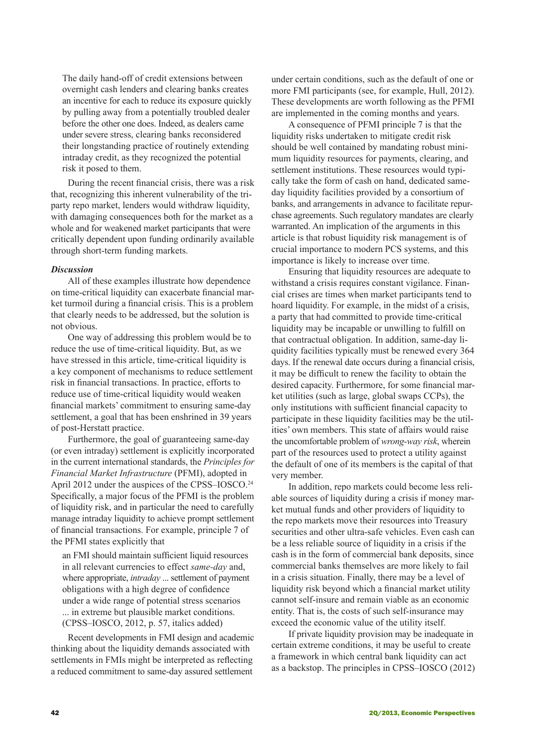The daily hand-off of credit extensions between overnight cash lenders and clearing banks creates an incentive for each to reduce its exposure quickly by pulling away from a potentially troubled dealer before the other one does. Indeed, as dealers came under severe stress, clearing banks reconsidered their longstanding practice of routinely extending intraday credit, as they recognized the potential risk it posed to them.

During the recent financial crisis, there was a risk that, recognizing this inherent vulnerability of the tri-party repo market, lenders would withdraw liquidity, with damaging consequences both for the market as a whole and for weakened market participants that were critically dependent upon funding ordinarily available through short-term funding markets.

***Discussion***

All of these examples illustrate how dependence on time-critical liquidity can exacerbate financial market turmoil during a financial crisis. This is a problem that clearly needs to be addressed, but the solution is not obvious.

One way of addressing this problem would be to reduce the use of time-critical liquidity. But, as we have stressed in this article, time-critical liquidity is a key component of mechanisms to reduce settlement risk in financial transactions. In practice, efforts to reduce use of time-critical liquidity would weaken financial markets' commitment to ensuring same-day settlement, a goal that has been enshrined in 39 years of post-Herstatt practice.

Furthermore, the goal of guaranteeing same-day (or even intraday) settlement is explicitly incorporated in the current international standards, the *Principles for Financial Market Infrastructure* (PFMI), adopted in April 2012 under the auspices of the CPSS–IOSCO.[24] Specifically, a major focus of the PFMI is the problem of liquidity risk, and in particular the need to carefully manage intraday liquidity to achieve prompt settlement of financial transactions. For example, principle 7 of the PFMI states explicitly that

> an FMI should maintain sufficient liquid resources in all relevant currencies to effect *same-day* and, where appropriate, *intraday* ... settlement of payment obligations with a high degree of confidence under a wide range of potential stress scenarios ... in extreme but plausible market conditions. (CPSS–IOSCO, 2012, p. 57, italics added)

Recent developments in FMI design and academic thinking about the liquidity demands associated with settlements in FMIs might be interpreted as reflecting a reduced commitment to same-day assured settlement under certain conditions, such as the default of one or more FMI participants (see, for example, Hull, 2012). These developments are worth following as the PFMI are implemented in the coming months and years.

A consequence of PFMI principle 7 is that the liquidity risks undertaken to mitigate credit risk should be well contained by mandating robust minimum liquidity resources for payments, clearing, and settlement institutions. These resources would typically take the form of cash on hand, dedicated same-day liquidity facilities provided by a consortium of banks, and arrangements in advance to facilitate repurchase agreements. Such regulatory mandates are clearly warranted. An implication of the arguments in this article is that robust liquidity risk management is of crucial importance to modern PCS systems, and this importance is likely to increase over time.

Ensuring that liquidity resources are adequate to withstand a crisis requires constant vigilance. Financial crises are times when market participants tend to hoard liquidity. For example, in the midst of a crisis, a party that had committed to provide time-critical liquidity may be incapable or unwilling to fulfill on that contractual obligation. In addition, same-day liquidity facilities typically must be renewed every 364 days. If the renewal date occurs during a financial crisis, it may be difficult to renew the facility to obtain the desired capacity. Furthermore, for some financial market utilities (such as large, global swaps CCPs), the only institutions with sufficient financial capacity to participate in these liquidity facilities may be the utilities' own members. This state of affairs would raise the uncomfortable problem of *wrong-way risk*, wherein part of the resources used to protect a utility against the default of one of its members is the capital of that very member.

In addition, repo markets could become less reliable sources of liquidity during a crisis if money market mutual funds and other providers of liquidity to the repo markets move their resources into Treasury securities and other ultra-safe vehicles. Even cash can be a less reliable source of liquidity in a crisis if the cash is in the form of commercial bank deposits, since commercial banks themselves are more likely to fail in a crisis situation. Finally, there may be a level of liquidity risk beyond which a financial market utility cannot self-insure and remain viable as an economic entity. That is, the costs of such self-insurance may exceed the economic value of the utility itself.

If private liquidity provision may be inadequate in certain extreme conditions, it may be useful to create a framework in which central bank liquidity can act as a backstop. The principles in CPSS–IOSCO (2012)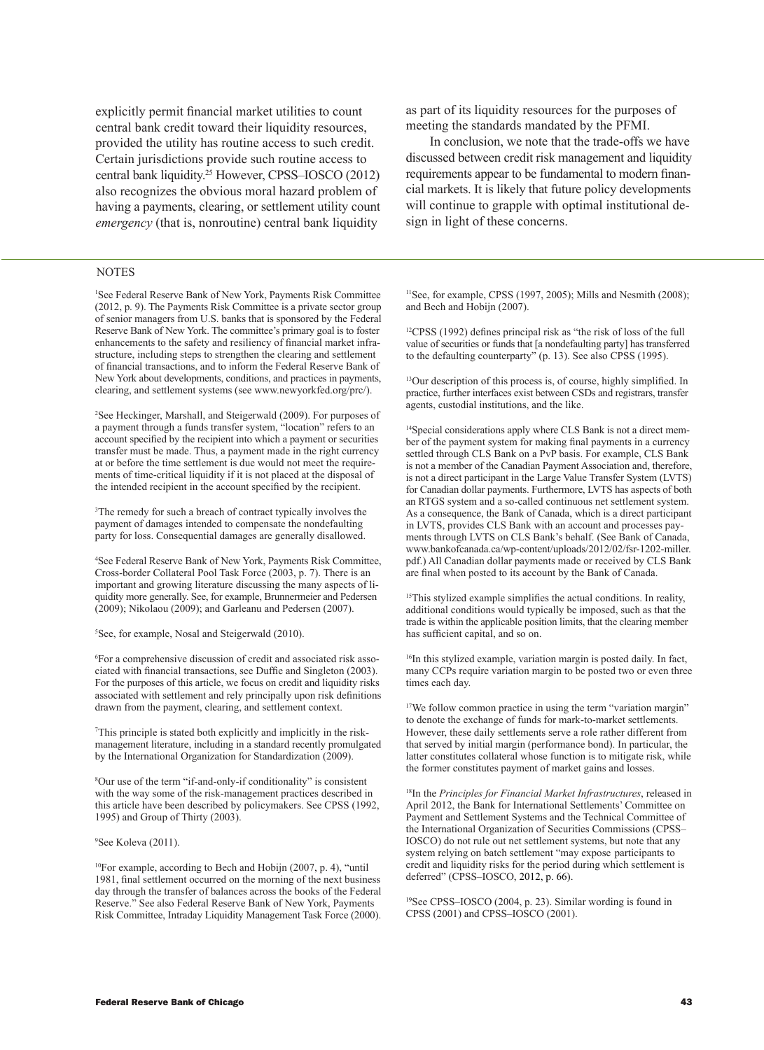explicitly permit financial market utilities to count central bank credit toward their liquidity resources, provided the utility has routine access to such credit. Certain jurisdictions provide such routine access to central bank liquidity.[25] However, CPSS–IOSCO (2012) also recognizes the obvious moral hazard problem of having a payments, clearing, or settlement utility count *emergency* (that is, nonroutine) central bank liquidity as part of its liquidity resources for the purposes of meeting the standards mandated by the PFMI.

In conclusion, we note that the trade-offs we have discussed between credit risk management and liquidity requirements appear to be fundamental to modern financial markets. It is likely that future policy developments will continue to grapple with optimal institutional design in light of these concerns.

## NOTES

[1]See Federal Reserve Bank of New York, Payments Risk Committee (2012, p. 9). The Payments Risk Committee is a private sector group of senior managers from U.S. banks that is sponsored by the Federal Reserve Bank of New York. The committee's primary goal is to foster enhancements to the safety and resiliency of financial market infrastructure, including steps to strengthen the clearing and settlement of financial transactions, and to inform the Federal Reserve Bank of New York about developments, conditions, and practices in payments, clearing, and settlement systems (see www.newyorkfed.org/prc/).

[2]See Heckinger, Marshall, and Steigerwald (2009). For purposes of a payment through a funds transfer system, "location" refers to an account specified by the recipient into which a payment or securities transfer must be made. Thus, a payment made in the right currency at or before the time settlement is due would not meet the requirements of time-critical liquidity if it is not placed at the disposal of the intended recipient in the account specified by the recipient.

[3]The remedy for such a breach of contract typically involves the payment of damages intended to compensate the nondefaulting party for loss. Consequential damages are generally disallowed.

[4]See Federal Reserve Bank of New York, Payments Risk Committee, Cross-border Collateral Pool Task Force (2003, p. 7). There is an important and growing literature discussing the many aspects of liquidity more generally. See, for example, Brunnermeier and Pedersen (2009); Nikolaou (2009); and Garleanu and Pedersen (2007).

[5]See, for example, Nosal and Steigerwald (2010).

[6]For a comprehensive discussion of credit and associated risk associated with financial transactions, see Duffie and Singleton (2003). For the purposes of this article, we focus on credit and liquidity risks associated with settlement and rely principally upon risk definitions drawn from the payment, clearing, and settlement context.

[7]This principle is stated both explicitly and implicitly in the risk-management literature, including in a standard recently promulgated by the International Organization for Standardization (2009).

[8]Our use of the term "if-and-only-if conditionality" is consistent with the way some of the risk-management practices described in this article have been described by policymakers. See CPSS (1992, 1995) and Group of Thirty (2003).

[9]See Koleva (2011).

[10]For example, according to Bech and Hobijn (2007, p. 4), "until 1981, final settlement occurred on the morning of the next business day through the transfer of balances across the books of the Federal Reserve." See also Federal Reserve Bank of New York, Payments Risk Committee, Intraday Liquidity Management Task Force (2000).

[11]See, for example, CPSS (1997, 2005); Mills and Nesmith (2008); and Bech and Hobijn (2007).

[12]CPSS (1992) defines principal risk as "the risk of loss of the full value of securities or funds that [a nondefaulting party] has transferred to the defaulting counterparty" (p. 13). See also CPSS (1995).

[13]Our description of this process is, of course, highly simplified. In practice, further interfaces exist between CSDs and registrars, transfer agents, custodial institutions, and the like.

[14]Special considerations apply where CLS Bank is not a direct member of the payment system for making final payments in a currency settled through CLS Bank on a PvP basis. For example, CLS Bank is not a member of the Canadian Payment Association and, therefore, is not a direct participant in the Large Value Transfer System (LVTS) for Canadian dollar payments. Furthermore, LVTS has aspects of both an RTGS system and a so-called continuous net settlement system. As a consequence, the Bank of Canada, which is a direct participant in LVTS, provides CLS Bank with an account and processes payments through LVTS on CLS Bank's behalf. (See Bank of Canada, www.bankofcanada.ca/wp-content/uploads/2012/02/fsr-1202-miller.pdf.) All Canadian dollar payments made or received by CLS Bank are final when posted to its account by the Bank of Canada.

[15]This stylized example simplifies the actual conditions. In reality, additional conditions would typically be imposed, such as that the trade is within the applicable position limits, that the clearing member has sufficient capital, and so on.

[16]In this stylized example, variation margin is posted daily. In fact, many CCPs require variation margin to be posted two or even three times each day.

[17]We follow common practice in using the term "variation margin" to denote the exchange of funds for mark-to-market settlements. However, these daily settlements serve a role rather different from that served by initial margin (performance bond). In particular, the latter constitutes collateral whose function is to mitigate risk, while the former constitutes payment of market gains and losses.

[18]In the *Principles for Financial Market Infrastructures*, released in April 2012, the Bank for International Settlements' Committee on Payment and Settlement Systems and the Technical Committee of the International Organization of Securities Commissions (CPSS–IOSCO) do not rule out net settlement systems, but note that any system relying on batch settlement "may expose participants to credit and liquidity risks for the period during which settlement is deferred" (CPSS–IOSCO, 2012, p. 66).

[19]See CPSS–IOSCO (2004, p. 23). Similar wording is found in CPSS (2001) and CPSS–IOSCO (2001).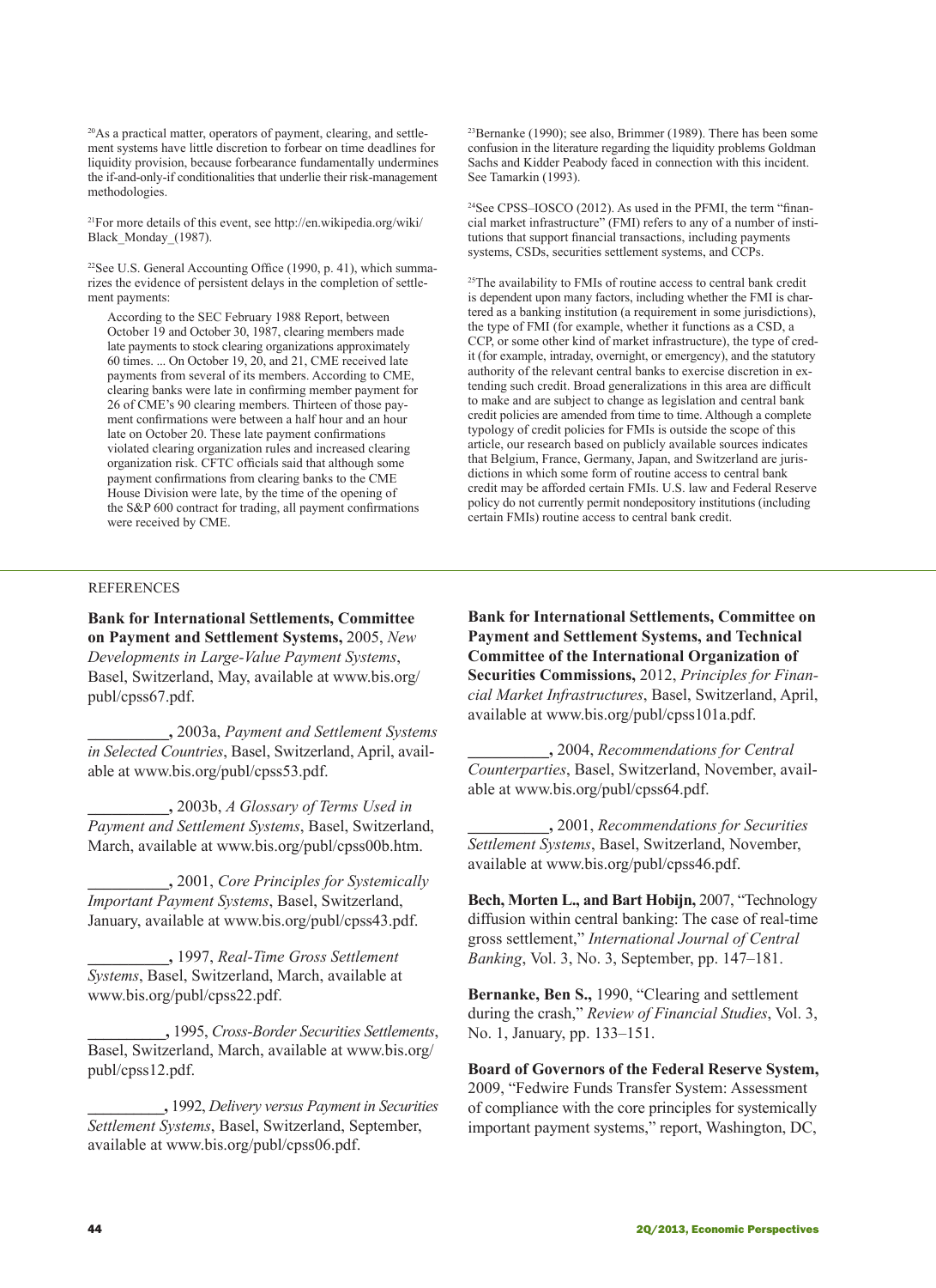[20]As a practical matter, operators of payment, clearing, and settlement systems have little discretion to forbear on time deadlines for liquidity provision, because forbearance fundamentally undermines the if-and-only-if conditionalities that underlie their risk-management methodologies.

[21]For more details of this event, see http://en.wikipedia.org/wiki/Black_Monday_(1987).

[22]See U.S. General Accounting Office (1990, p. 41), which summarizes the evidence of persistent delays in the completion of settlement payments:

> According to the SEC February 1988 Report, between October 19 and October 30, 1987, clearing members made late payments to stock clearing organizations approximately 60 times. ... On October 19, 20, and 21, CME received late payments from several of its members. According to CME, clearing banks were late in confirming member payment for 26 of CME's 90 clearing members. Thirteen of those payment confirmations were between a half hour and an hour late on October 20. These late payment confirmations violated clearing organization rules and increased clearing organization risk. CFTC officials said that although some payment confirmations from clearing banks to the CME House Division were late, by the time of the opening of the S&P 600 contract for trading, all payment confirmations were received by CME.

[23]Bernanke (1990); see also, Brimmer (1989). There has been some confusion in the literature regarding the liquidity problems Goldman Sachs and Kidder Peabody faced in connection with this incident. See Tamarkin (1993).

[24]See CPSS–IOSCO (2012). As used in the PFMI, the term "financial market infrastructure" (FMI) refers to any of a number of institutions that support financial transactions, including payments systems, CSDs, securities settlement systems, and CCPs.

[25]The availability to FMIs of routine access to central bank credit is dependent upon many factors, including whether the FMI is chartered as a banking institution (a requirement in some jurisdictions), the type of FMI (for example, whether it functions as a CSD, a CCP, or some other kind of market infrastructure), the type of credit (for example, intraday, overnight, or emergency), and the statutory authority of the relevant central banks to exercise discretion in extending such credit. Broad generalizations in this area are difficult to make and are subject to change as legislation and central bank credit policies are amended from time to time. Although a complete typology of credit policies for FMIs is outside the scope of this article, our research based on publicly available sources indicates that Belgium, France, Germany, Japan, and Switzerland are jurisdictions in which some form of routine access to central bank credit may be afforded certain FMIs. U.S. law and Federal Reserve policy do not currently permit nondepository institutions (including certain FMIs) routine access to central bank credit.

## REFERENCES

**Bank for International Settlements, Committee on Payment and Settlement Systems,** 2005, *New Developments in Large-Value Payment Systems*, Basel, Switzerland, May, available at www.bis.org/publ/cpss67.pdf.

**__________,** 2003a, *Payment and Settlement Systems in Selected Countries*, Basel, Switzerland, April, available at www.bis.org/publ/cpss53.pdf.

**__________,** 2003b, *A Glossary of Terms Used in Payment and Settlement Systems*, Basel, Switzerland, March, available at www.bis.org/publ/cpss00b.htm.

**__________,** 2001, *Core Principles for Systemically Important Payment Systems*, Basel, Switzerland, January, available at www.bis.org/publ/cpss43.pdf.

**__________,** 1997, *Real-Time Gross Settlement Systems*, Basel, Switzerland, March, available at www.bis.org/publ/cpss22.pdf.

**__________,** 1995, *Cross-Border Securities Settlements*, Basel, Switzerland, March, available at www.bis.org/publ/cpss12.pdf.

**__________,** 1992, *Delivery versus Payment in Securities Settlement Systems*, Basel, Switzerland, September, available at www.bis.org/publ/cpss06.pdf.

**Bank for International Settlements, Committee on Payment and Settlement Systems, and Technical Committee of the International Organization of Securities Commissions,** 2012, *Principles for Financial Market Infrastructures*, Basel, Switzerland, April, available at www.bis.org/publ/cpss101a.pdf.

**__________,** 2004, *Recommendations for Central Counterparties*, Basel, Switzerland, November, available at www.bis.org/publ/cpss64.pdf.

**__________,** 2001, *Recommendations for Securities Settlement Systems*, Basel, Switzerland, November, available at www.bis.org/publ/cpss46.pdf.

**Bech, Morten L., and Bart Hobijn,** 2007, "Technology diffusion within central banking: The case of real-time gross settlement," *International Journal of Central Banking*, Vol. 3, No. 3, September, pp. 147–181.

**Bernanke, Ben S.,** 1990, "Clearing and settlement during the crash," *Review of Financial Studies*, Vol. 3, No. 1, January, pp. 133–151.

**Board of Governors of the Federal Reserve System,** 2009, "Fedwire Funds Transfer System: Assessment of compliance with the core principles for systemically important payment systems," report, Washington, DC,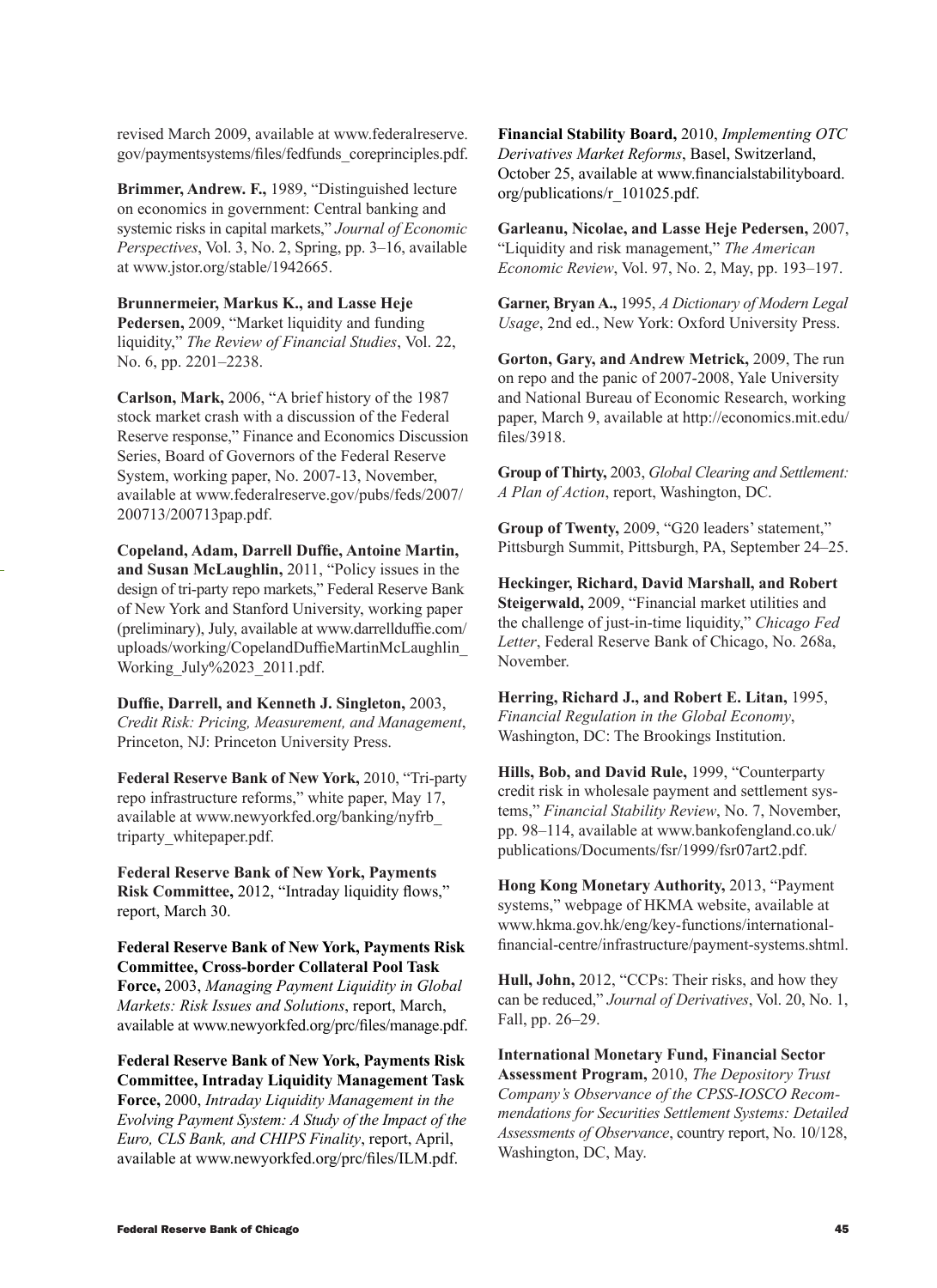revised March 2009, available at www.federalreserve.gov/paymentsystems/files/fedfunds_coreprinciples.pdf.

**Brimmer, Andrew. F.,** 1989, "Distinguished lecture on economics in government: Central banking and systemic risks in capital markets," *Journal of Economic Perspectives*, Vol. 3, No. 2, Spring, pp. 3–16, available at www.jstor.org/stable/1942665.

**Brunnermeier, Markus K., and Lasse Heje Pedersen,** 2009, "Market liquidity and funding liquidity," *The Review of Financial Studies*, Vol. 22, No. 6, pp. 2201–2238.

**Carlson, Mark,** 2006, "A brief history of the 1987 stock market crash with a discussion of the Federal Reserve response," Finance and Economics Discussion Series, Board of Governors of the Federal Reserve System, working paper, No. 2007-13, November, available at www.federalreserve.gov/pubs/feds/2007/200713/200713pap.pdf.

**Copeland, Adam, Darrell Duffie, Antoine Martin, and Susan McLaughlin,** 2011, "Policy issues in the design of tri-party repo markets," Federal Reserve Bank of New York and Stanford University, working paper (preliminary), July, available at www.darrellduffie.com/uploads/working/CopelandDuffieMartinMcLaughlin_Working_July%2023_2011.pdf.

**Duffie, Darrell, and Kenneth J. Singleton,** 2003, *Credit Risk: Pricing, Measurement, and Management*, Princeton, NJ: Princeton University Press.

**Federal Reserve Bank of New York,** 2010, "Tri-party repo infrastructure reforms," white paper, May 17, available at www.newyorkfed.org/banking/nyfrb_triparty_whitepaper.pdf.

**Federal Reserve Bank of New York, Payments Risk Committee,** 2012, "Intraday liquidity flows," report, March 30.

**Federal Reserve Bank of New York, Payments Risk Committee, Cross-border Collateral Pool Task Force,** 2003, *Managing Payment Liquidity in Global Markets: Risk Issues and Solutions*, report, March, available at www.newyorkfed.org/prc/files/manage.pdf.

**Federal Reserve Bank of New York, Payments Risk Committee, Intraday Liquidity Management Task Force,** 2000, *Intraday Liquidity Management in the Evolving Payment System: A Study of the Impact of the Euro, CLS Bank, and CHIPS Finality*, report, April, available at www.newyorkfed.org/prc/files/ILM.pdf.

**Financial Stability Board,** 2010, *Implementing OTC Derivatives Market Reforms*, Basel, Switzerland, October 25, available at www.financialstabilityboard.org/publications/r_101025.pdf.

**Garleanu, Nicolae, and Lasse Heje Pedersen,** 2007, "Liquidity and risk management," *The American Economic Review*, Vol. 97, No. 2, May, pp. 193–197.

**Garner, Bryan A.,** 1995, *A Dictionary of Modern Legal Usage*, 2nd ed., New York: Oxford University Press.

**Gorton, Gary, and Andrew Metrick,** 2009, The run on repo and the panic of 2007-2008, Yale University and National Bureau of Economic Research, working paper, March 9, available at http://economics.mit.edu/files/3918.

**Group of Thirty,** 2003, *Global Clearing and Settlement: A Plan of Action*, report, Washington, DC.

**Group of Twenty,** 2009, "G20 leaders' statement," Pittsburgh Summit, Pittsburgh, PA, September 24–25.

**Heckinger, Richard, David Marshall, and Robert Steigerwald,** 2009, "Financial market utilities and the challenge of just-in-time liquidity," *Chicago Fed Letter*, Federal Reserve Bank of Chicago, No. 268a, November.

**Herring, Richard J., and Robert E. Litan,** 1995, *Financial Regulation in the Global Economy*, Washington, DC: The Brookings Institution.

**Hills, Bob, and David Rule,** 1999, "Counterparty credit risk in wholesale payment and settlement systems," *Financial Stability Review*, No. 7, November, pp. 98–114, available at www.bankofengland.co.uk/publications/Documents/fsr/1999/fsr07art2.pdf.

**Hong Kong Monetary Authority,** 2013, "Payment systems," webpage of HKMA website, available at www.hkma.gov.hk/eng/key-functions/international-financial-centre/infrastructure/payment-systems.shtml.

**Hull, John,** 2012, "CCPs: Their risks, and how they can be reduced," *Journal of Derivatives*, Vol. 20, No. 1, Fall, pp. 26–29.

**International Monetary Fund, Financial Sector Assessment Program,** 2010, *The Depository Trust Company's Observance of the CPSS-IOSCO Recommendations for Securities Settlement Systems: Detailed Assessments of Observance*, country report, No. 10/128, Washington, DC, May.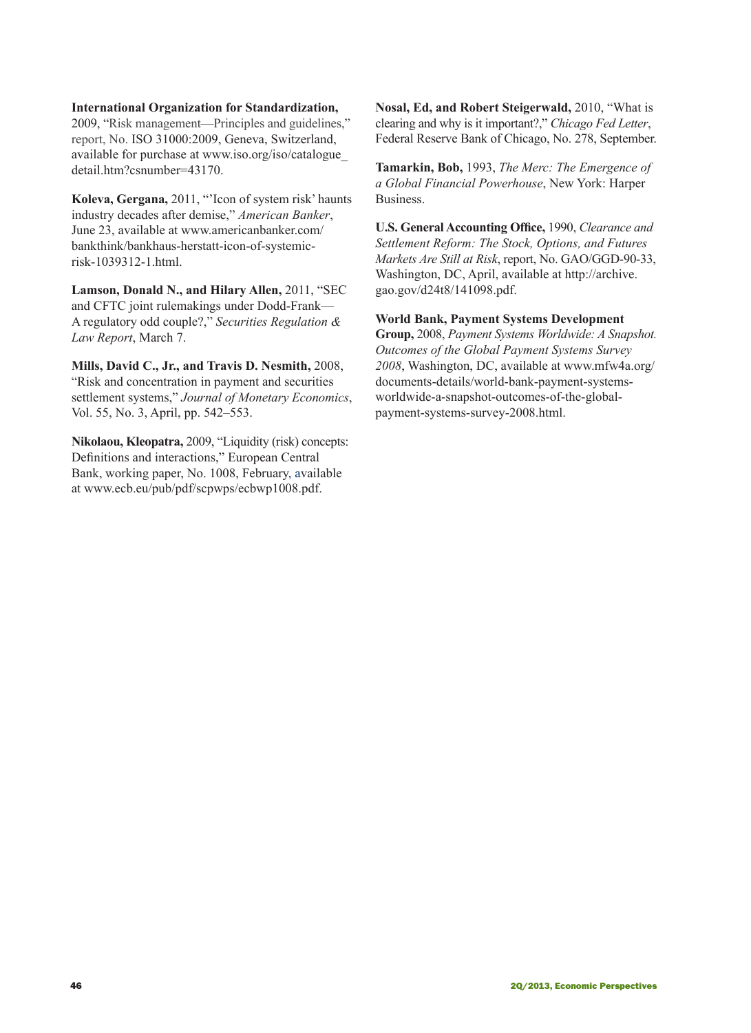**International Organization for Standardization,** 2009, "Risk management—Principles and guidelines," report, No. ISO 31000:2009, Geneva, Switzerland, available for purchase at www.iso.org/iso/catalogue_detail.htm?csnumber=43170.

**Koleva, Gergana,** 2011, "'Icon of system risk' haunts industry decades after demise," *American Banker*, June 23, available at www.americanbanker.com/bankthink/bankhaus-herstatt-icon-of-systemic-risk-1039312-1.html.

**Lamson, Donald N., and Hilary Allen,** 2011, "SEC and CFTC joint rulemakings under Dodd-Frank—A regulatory odd couple?," *Securities Regulation & Law Report*, March 7.

**Mills, David C., Jr., and Travis D. Nesmith,** 2008, "Risk and concentration in payment and securities settlement systems," *Journal of Monetary Economics*, Vol. 55, No. 3, April, pp. 542–553.

**Nikolaou, Kleopatra,** 2009, "Liquidity (risk) concepts: Definitions and interactions," European Central Bank, working paper, No. 1008, February, available at www.ecb.eu/pub/pdf/scpwps/ecbwp1008.pdf.

**Nosal, Ed, and Robert Steigerwald,** 2010, "What is clearing and why is it important?," *Chicago Fed Letter*, Federal Reserve Bank of Chicago, No. 278, September.

**Tamarkin, Bob,** 1993, *The Merc: The Emergence of a Global Financial Powerhouse*, New York: Harper Business.

**U.S. General Accounting Office,** 1990, *Clearance and Settlement Reform: The Stock, Options, and Futures Markets Are Still at Risk*, report, No. GAO/GGD-90-33, Washington, DC, April, available at http://archive.gao.gov/d24t8/141098.pdf.

**World Bank, Payment Systems Development Group,** 2008, *Payment Systems Worldwide: A Snapshot. Outcomes of the Global Payment Systems Survey 2008*, Washington, DC, available at www.mfw4a.org/documents-details/world-bank-payment-systems-worldwide-a-snapshot-outcomes-of-the-global-payment-systems-survey-2008.html.